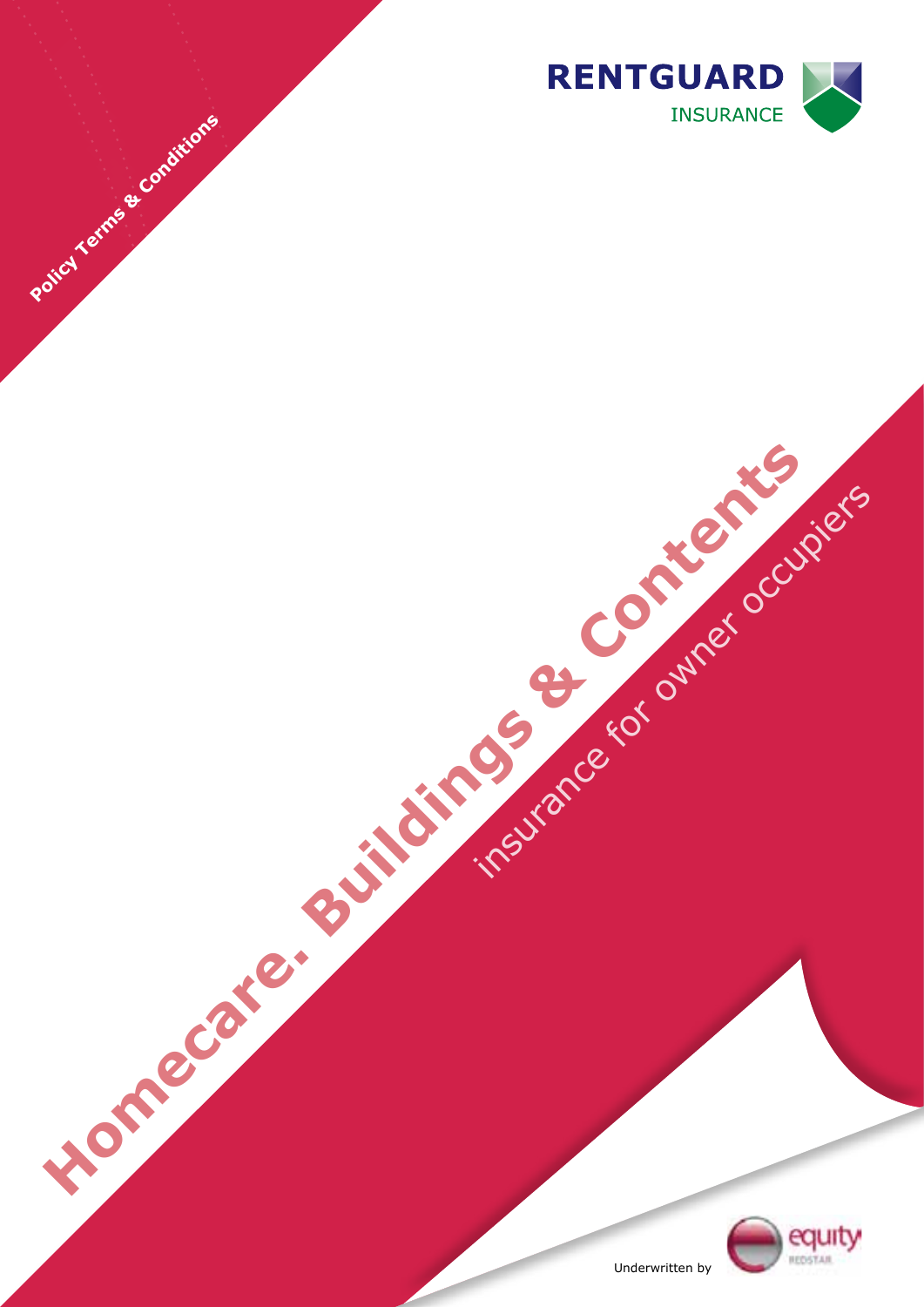Policy Terms & Conditions

RENTGUARD
INSURANCE

# Homecare. Buildings & Contents

insurance for owner occupiers

Underwritten by

equity
REDSTAR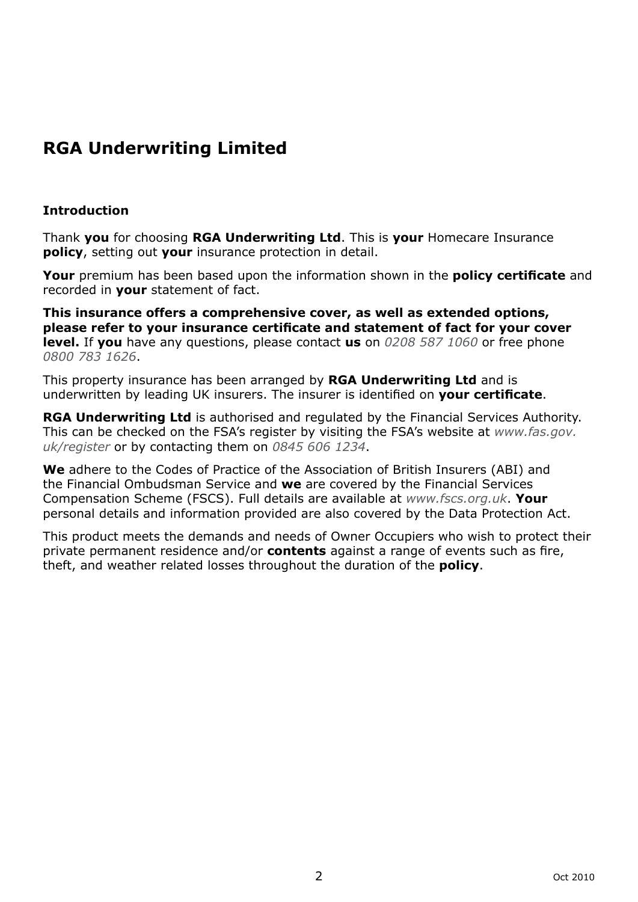# RGA Underwriting Limited

## Introduction

Thank **you** for choosing **RGA Underwriting Ltd**. This is **your** Homecare Insurance **policy**, setting out **your** insurance protection in detail.

**Your** premium has been based upon the information shown in the **policy certificate** and recorded in **your** statement of fact.

**This insurance offers a comprehensive cover, as well as extended options, please refer to your insurance certificate and statement of fact for your cover level.** If **you** have any questions, please contact **us** on *0208 587 1060* or free phone *0800 783 1626*.

This property insurance has been arranged by **RGA Underwriting Ltd** and is underwritten by leading UK insurers. The insurer is identified on **your certificate**.

**RGA Underwriting Ltd** is authorised and regulated by the Financial Services Authority. This can be checked on the FSA's register by visiting the FSA's website at *www.fas.gov.uk/register* or by contacting them on *0845 606 1234*.

**We** adhere to the Codes of Practice of the Association of British Insurers (ABI) and the Financial Ombudsman Service and **we** are covered by the Financial Services Compensation Scheme (FSCS). Full details are available at *www.fscs.org.uk*. **Your** personal details and information provided are also covered by the Data Protection Act.

This product meets the demands and needs of Owner Occupiers who wish to protect their private permanent residence and/or **contents** against a range of events such as fire, theft, and weather related losses throughout the duration of the **policy**.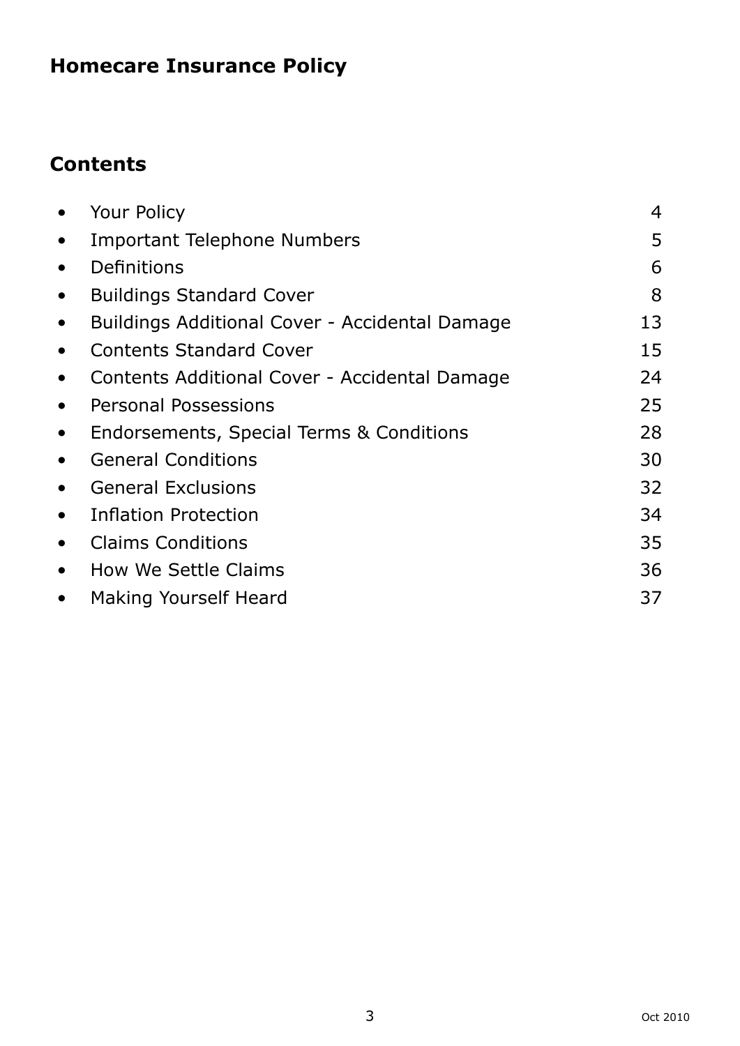# Homecare Insurance Policy

## Contents

| | |
|---|---|
| Your Policy | 4 |
| Important Telephone Numbers | 5 |
| Definitions | 6 |
| Buildings Standard Cover | 8 |
| Buildings Additional Cover - Accidental Damage | 13 |
| Contents Standard Cover | 15 |
| Contents Additional Cover - Accidental Damage | 24 |
| Personal Possessions | 25 |
| Endorsements, Special Terms & Conditions | 28 |
| General Conditions | 30 |
| General Exclusions | 32 |
| Inflation Protection | 34 |
| Claims Conditions | 35 |
| How We Settle Claims | 36 |
| Making Yourself Heard | 37 |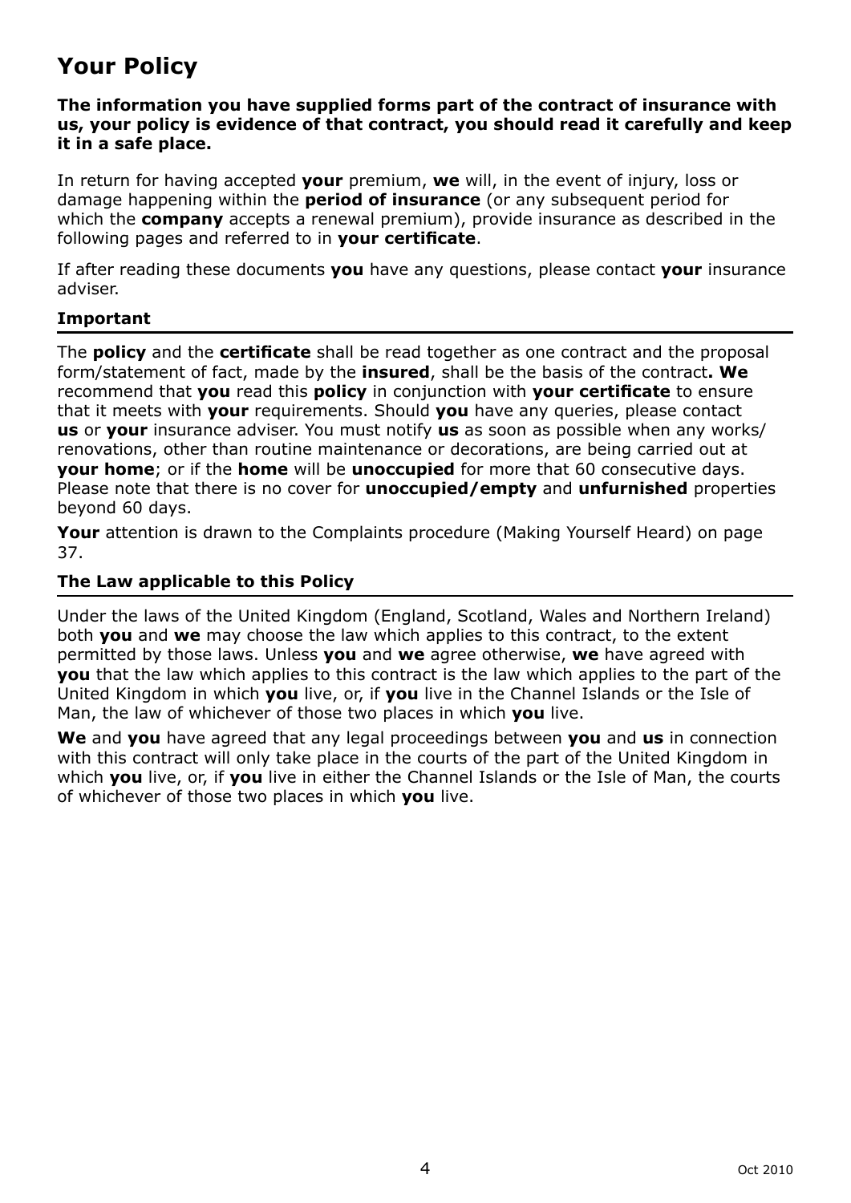# Your Policy

**The information you have supplied forms part of the contract of insurance with us, your policy is evidence of that contract, you should read it carefully and keep it in a safe place.**

In return for having accepted **your** premium, **we** will, in the event of injury, loss or damage happening within the **period of insurance** (or any subsequent period for which the **company** accepts a renewal premium), provide insurance as described in the following pages and referred to in **your certificate**.

If after reading these documents **you** have any questions, please contact **your** insurance adviser.

## Important

The **policy** and the **certificate** shall be read together as one contract and the proposal form/statement of fact, made by the **insured**, shall be the basis of the contract**. We** recommend that **you** read this **policy** in conjunction with **your certificate** to ensure that it meets with **your** requirements. Should **you** have any queries, please contact **us** or **your** insurance adviser. You must notify **us** as soon as possible when any works/renovations, other than routine maintenance or decorations, are being carried out at **your home**; or if the **home** will be **unoccupied** for more that 60 consecutive days. Please note that there is no cover for **unoccupied/empty** and **unfurnished** properties beyond 60 days.

**Your** attention is drawn to the Complaints procedure (Making Yourself Heard) on page 37.

## The Law applicable to this Policy

Under the laws of the United Kingdom (England, Scotland, Wales and Northern Ireland) both **you** and **we** may choose the law which applies to this contract, to the extent permitted by those laws. Unless **you** and **we** agree otherwise, **we** have agreed with **you** that the law which applies to this contract is the law which applies to the part of the United Kingdom in which **you** live, or, if **you** live in the Channel Islands or the Isle of Man, the law of whichever of those two places in which **you** live.

**We** and **you** have agreed that any legal proceedings between **you** and **us** in connection with this contract will only take place in the courts of the part of the United Kingdom in which **you** live, or, if **you** live in either the Channel Islands or the Isle of Man, the courts of whichever of those two places in which **you** live.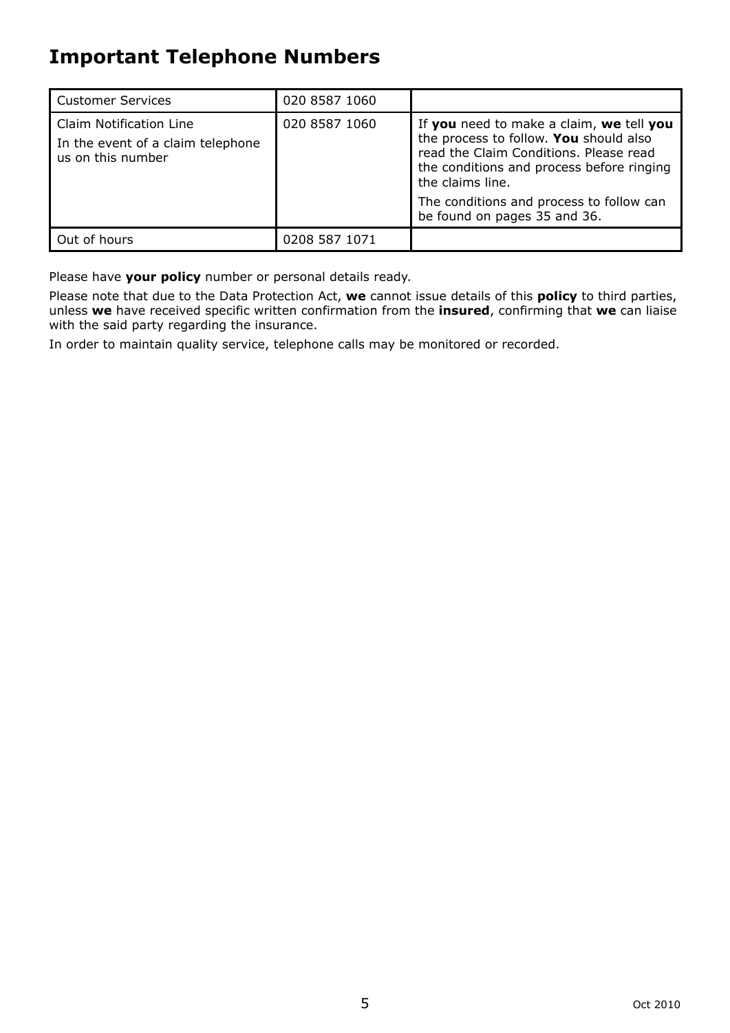# Important Telephone Numbers

| | | |
|---|---|---|
| Customer Services | 020 8587 1060 | |
| Claim Notification Line<br>In the event of a claim telephone us on this number | 020 8587 1060 | If **you** need to make a claim, **we** tell **you** the process to follow. **You** should also read the Claim Conditions. Please read the conditions and process before ringing the claims line.<br>The conditions and process to follow can be found on pages 35 and 36. |
| Out of hours | 0208 587 1071 | |

Please have **your policy** number or personal details ready.

Please note that due to the Data Protection Act, **we** cannot issue details of this **policy** to third parties, unless **we** have received specific written confirmation from the **insured**, confirming that **we** can liaise with the said party regarding the insurance.

In order to maintain quality service, telephone calls may be monitored or recorded.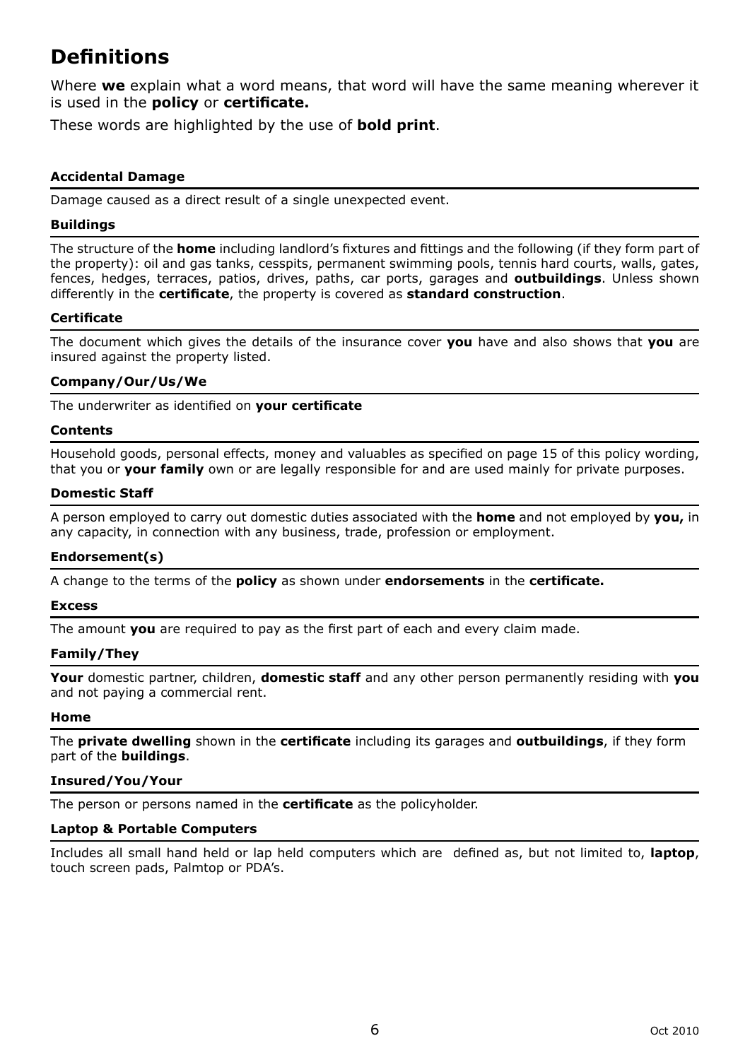# Definitions

Where **we** explain what a word means, that word will have the same meaning wherever it is used in the **policy** or **certificate.**

These words are highlighted by the use of **bold print**.

#### Accidental Damage

Damage caused as a direct result of a single unexpected event.

#### Buildings

The structure of the **home** including landlord's fixtures and fittings and the following (if they form part of the property): oil and gas tanks, cesspits, permanent swimming pools, tennis hard courts, walls, gates, fences, hedges, terraces, patios, drives, paths, car ports, garages and **outbuildings**. Unless shown differently in the **certificate**, the property is covered as **standard construction**.

#### Certificate

The document which gives the details of the insurance cover **you** have and also shows that **you** are insured against the property listed.

#### Company/Our/Us/We

The underwriter as identified on **your certificate**

#### Contents

Household goods, personal effects, money and valuables as specified on page 15 of this policy wording, that you or **your family** own or are legally responsible for and are used mainly for private purposes.

#### Domestic Staff

A person employed to carry out domestic duties associated with the **home** and not employed by **you,** in any capacity, in connection with any business, trade, profession or employment.

#### Endorsement(s)

A change to the terms of the **policy** as shown under **endorsements** in the **certificate.**

#### Excess

The amount **you** are required to pay as the first part of each and every claim made.

#### Family/They

**Your** domestic partner, children, **domestic staff** and any other person permanently residing with **you** and not paying a commercial rent.

#### Home

The **private dwelling** shown in the **certificate** including its garages and **outbuildings**, if they form part of the **buildings**.

#### Insured/You/Your

The person or persons named in the **certificate** as the policyholder.

#### Laptop & Portable Computers

Includes all small hand held or lap held computers which are defined as, but not limited to, **laptop**, touch screen pads, Palmtop or PDA's.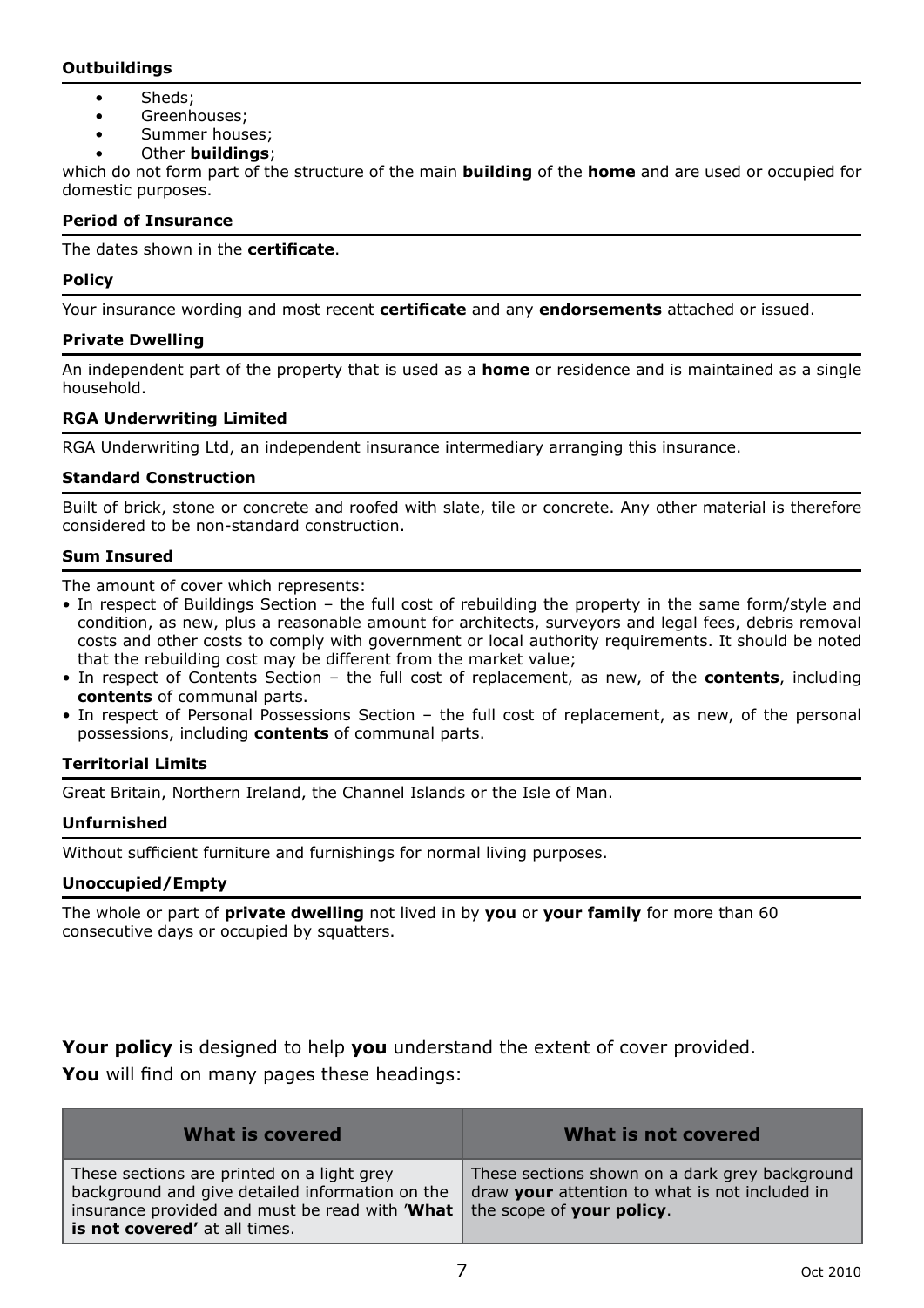### Outbuildings

- Sheds;
- Greenhouses;
- Summer houses;
- Other **buildings**;

which do not form part of the structure of the main **building** of the **home** and are used or occupied for domestic purposes.

### Period of Insurance

The dates shown in the **certificate**.

### Policy

Your insurance wording and most recent **certificate** and any **endorsements** attached or issued.

### Private Dwelling

An independent part of the property that is used as a **home** or residence and is maintained as a single household.

### RGA Underwriting Limited

RGA Underwriting Ltd, an independent insurance intermediary arranging this insurance.

### Standard Construction

Built of brick, stone or concrete and roofed with slate, tile or concrete. Any other material is therefore considered to be non-standard construction.

### Sum Insured

The amount of cover which represents:

- In respect of Buildings Section – the full cost of rebuilding the property in the same form/style and condition, as new, plus a reasonable amount for architects, surveyors and legal fees, debris removal costs and other costs to comply with government or local authority requirements. It should be noted that the rebuilding cost may be different from the market value;
- In respect of Contents Section – the full cost of replacement, as new, of the **contents**, including **contents** of communal parts.
- In respect of Personal Possessions Section – the full cost of replacement, as new, of the personal possessions, including **contents** of communal parts.

### Territorial Limits

Great Britain, Northern Ireland, the Channel Islands or the Isle of Man.

### Unfurnished

Without sufficient furniture and furnishings for normal living purposes.

### Unoccupied/Empty

The whole or part of **private dwelling** not lived in by **you** or **your family** for more than 60 consecutive days or occupied by squatters.

**Your policy** is designed to help **you** understand the extent of cover provided.

**You** will find on many pages these headings:

| What is covered | What is not covered |
|---|---|
| These sections are printed on a light grey background and give detailed information on the insurance provided and must be read with '**What is not covered'** at all times. | These sections shown on a dark grey background draw **your** attention to what is not included in the scope of **your policy**. |

Oct 2010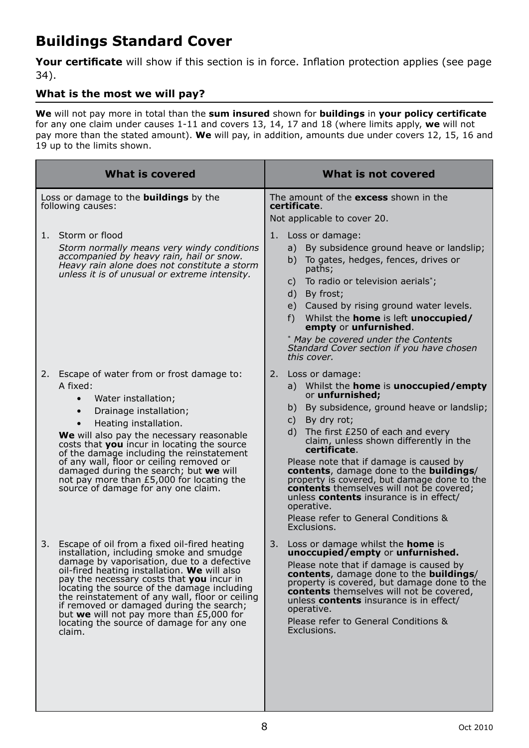# Buildings Standard Cover

**Your certificate** will show if this section is in force. Inflation protection applies (see page 34).

### What is the most we will pay?

**We** will not pay more in total than the **sum insured** shown for **buildings** in **your policy certificate** for any one claim under causes 1-11 and covers 13, 14, 17 and 18 (where limits apply, **we** will not pay more than the stated amount). **We** will pay, in addition, amounts due under covers 12, 15, 16 and 19 up to the limits shown.

| What is covered | What is not covered |
|---|---|
| Loss or damage to the **buildings** by the following causes: | The amount of the **excess** shown in the **certificate**.<br>Not applicable to cover 20. |
| 1. Storm or flood<br>*Storm normally means very windy conditions accompanied by heavy rain, hail or snow. Heavy rain alone does not constitute a storm unless it is of unusual or extreme intensity.* | 1. Loss or damage:<br>a) By subsidence ground heave or landslip;<br>b) To gates, hedges, fences, drives or paths;<br>c) To radio or television aerials*;<br>d) By frost;<br>e) Caused by rising ground water levels.<br>f) Whilst the **home** is left **unoccupied/ empty** or **unfurnished**.<br>* *May be covered under the Contents Standard Cover section if you have chosen this cover.* |
| 2. Escape of water from or frost damage to:<br>A fixed:<br>• Water installation;<br>• Drainage installation;<br>• Heating installation.<br>**We** will also pay the necessary reasonable costs that **you** incur in locating the source of the damage including the reinstatement of any wall, floor or ceiling removed or damaged during the search; but **we** will not pay more than £5,000 for locating the source of damage for any one claim. | 2. Loss or damage:<br>a) Whilst the **home** is **unoccupied/empty** or **unfurnished;**<br>b) By subsidence, ground heave or landslip;<br>c) By dry rot;<br>d) The first £250 of each and every claim, unless shown differently in the **certificate**.<br>Please note that if damage is caused by **contents**, damage done to the **buildings**/ property is covered, but damage done to the **contents** themselves will not be covered; unless **contents** insurance is in effect/ operative.<br>Please refer to General Conditions & Exclusions. |
| 3. Escape of oil from a fixed oil-fired heating installation, including smoke and smudge damage by vaporisation, due to a defective oil-fired heating installation. **We** will also pay the necessary costs that **you** incur in locating the source of the damage including the reinstatement of any wall, floor or ceiling if removed or damaged during the search; but **we** will not pay more than £5,000 for locating the source of damage for any one claim. | 3. Loss or damage whilst the **home** is **unoccupied/empty** or **unfurnished.**<br>Please note that if damage is caused by **contents**, damage done to the **buildings**/ property is covered, but damage done to the **contents** themselves will not be covered, unless **contents** insurance is in effect/ operative.<br>Please refer to General Conditions & Exclusions. |

Oct 2010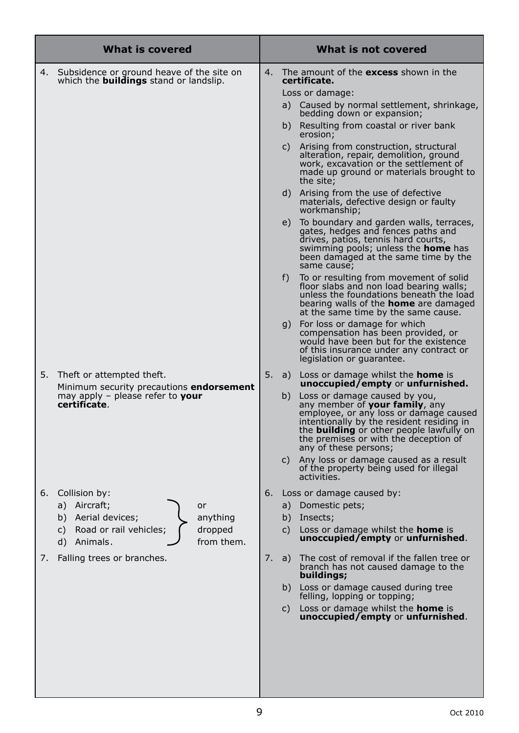| What is covered | What is not covered |
| --- | --- |
| 4. Subsidence or ground heave of the site on which the **buildings** stand or landslip. | 4. The amount of the **excess** shown in the **certificate.**<br>Loss or damage:<br>a) Caused by normal settlement, shrinkage, bedding down or expansion;<br>b) Resulting from coastal or river bank erosion;<br>c) Arising from construction, structural alteration, repair, demolition, ground work, excavation or the settlement of made up ground or materials brought to the site;<br>d) Arising from the use of defective materials, defective design or faulty workmanship;<br>e) To boundary and garden walls, terraces, gates, hedges and fences paths and drives, patios, tennis hard courts, swimming pools; unless the **home** has been damaged at the same time by the same cause;<br>f) To or resulting from movement of solid floor slabs and non load bearing walls; unless the foundations beneath the load bearing walls of the **home** are damaged at the same time by the same cause.<br>g) For loss or damage for which compensation has been provided, or would have been but for the existence of this insurance under any contract or legislation or guarantee. |
| 5. Theft or attempted theft.<br>Minimum security precautions **endorsement** may apply – please refer to **your certificate**. | 5. a) Loss or damage whilst the **home** is **unoccupied/empty** or **unfurnished.**<br>b) Loss or damage caused by you, any member of **your family**, any employee, or any loss or damage caused intentionally by the resident residing in the **building** or other people lawfully on the premises or with the deception of any of these persons;<br>c) Any loss or damage caused as a result of the property being used for illegal activities. |
| 6. Collision by:<br>a) Aircraft;<br>b) Aerial devices;<br>c) Road or rail vehicles;<br>d) Animals.<br>or anything dropped from them. | 6. Loss or damage caused by:<br>a) Domestic pets;<br>b) Insects;<br>c) Loss or damage whilst the **home** is **unoccupied/empty** or **unfurnished**. |
| 7. Falling trees or branches. | 7. a) The cost of removal if the fallen tree or branch has not caused damage to the **buildings;**<br>b) Loss or damage caused during tree felling, lopping or topping;<br>c) Loss or damage whilst the **home** is **unoccupied/empty** or **unfurnished**. |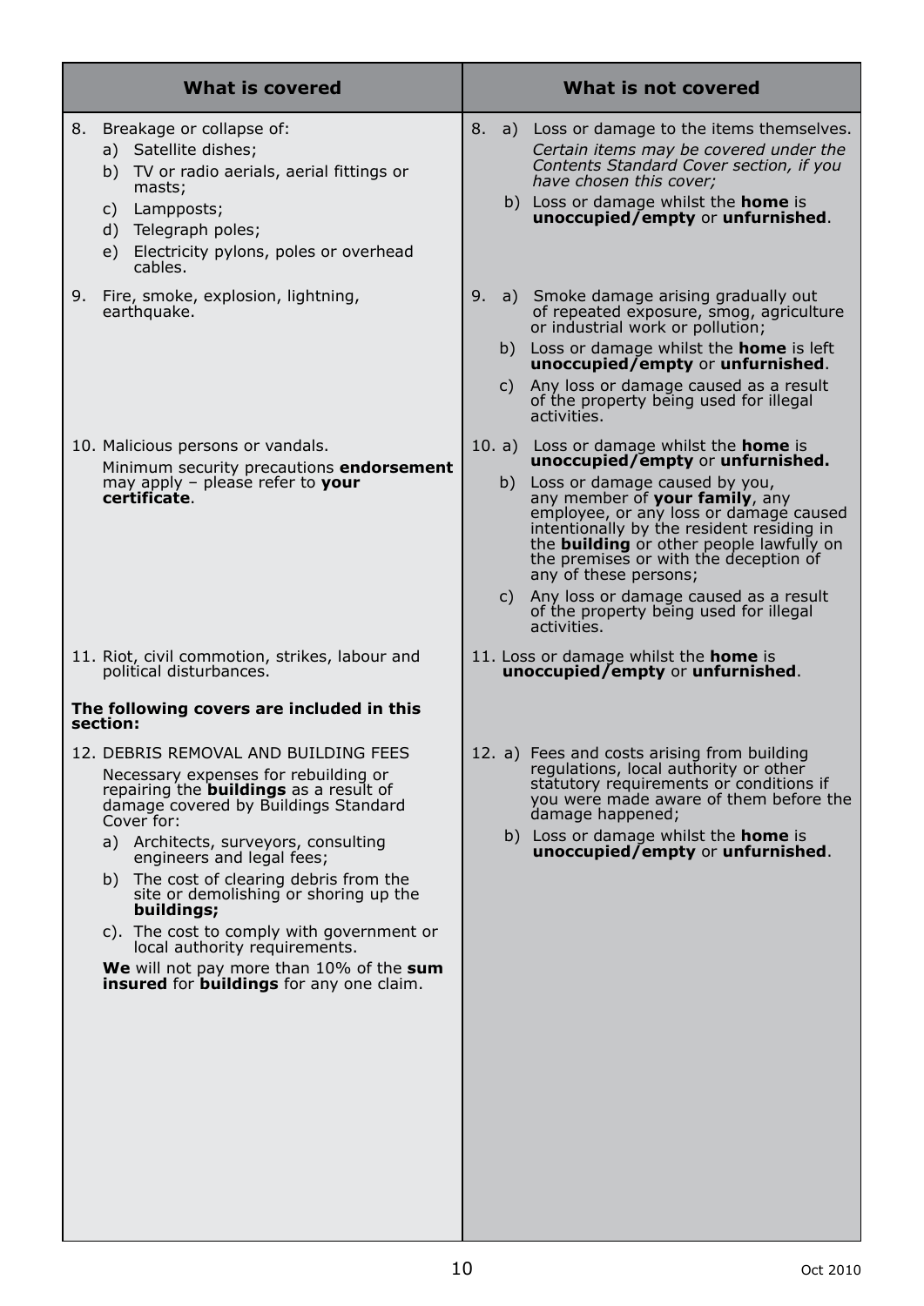| What is covered | What is not covered |
|---|---|
| 8. Breakage or collapse of:<br>a) Satellite dishes;<br>b) TV or radio aerials, aerial fittings or masts;<br>c) Lampposts;<br>d) Telegraph poles;<br>e) Electricity pylons, poles or overhead cables. | 8. a) Loss or damage to the items themselves. *Certain items may be covered under the Contents Standard Cover section, if you have chosen this cover;*<br>b) Loss or damage whilst the **home** is **unoccupied/empty** or **unfurnished**. |
| 9. Fire, smoke, explosion, lightning, earthquake. | 9. a) Smoke damage arising gradually out of repeated exposure, smog, agriculture or industrial work or pollution;<br>b) Loss or damage whilst the **home** is left **unoccupied/empty** or **unfurnished**.<br>c) Any loss or damage caused as a result of the property being used for illegal activities. |
| 10. Malicious persons or vandals.<br>Minimum security precautions **endorsement** may apply – please refer to **your certificate**. | 10. a) Loss or damage whilst the **home** is **unoccupied/empty** or **unfurnished.**<br>b) Loss or damage caused by you, any member of **your family**, any employee, or any loss or damage caused intentionally by the resident residing in the **building** or other people lawfully on the premises or with the deception of any of these persons;<br>c) Any loss or damage caused as a result of the property being used for illegal activities. |
| 11. Riot, civil commotion, strikes, labour and political disturbances. | 11. Loss or damage whilst the **home** is **unoccupied/empty** or **unfurnished**. |
| **The following covers are included in this section:** | |
| 12. DEBRIS REMOVAL AND BUILDING FEES<br>Necessary expenses for rebuilding or repairing the **buildings** as a result of damage covered by Buildings Standard Cover for:<br>a) Architects, surveyors, consulting engineers and legal fees;<br>b) The cost of clearing debris from the site or demolishing or shoring up the **buildings;**<br>c). The cost to comply with government or local authority requirements.<br>**We** will not pay more than 10% of the **sum insured** for **buildings** for any one claim. | 12. a) Fees and costs arising from building regulations, local authority or other statutory requirements or conditions if you were made aware of them before the damage happened;<br>b) Loss or damage whilst the **home** is **unoccupied/empty** or **unfurnished**. |

Oct 2010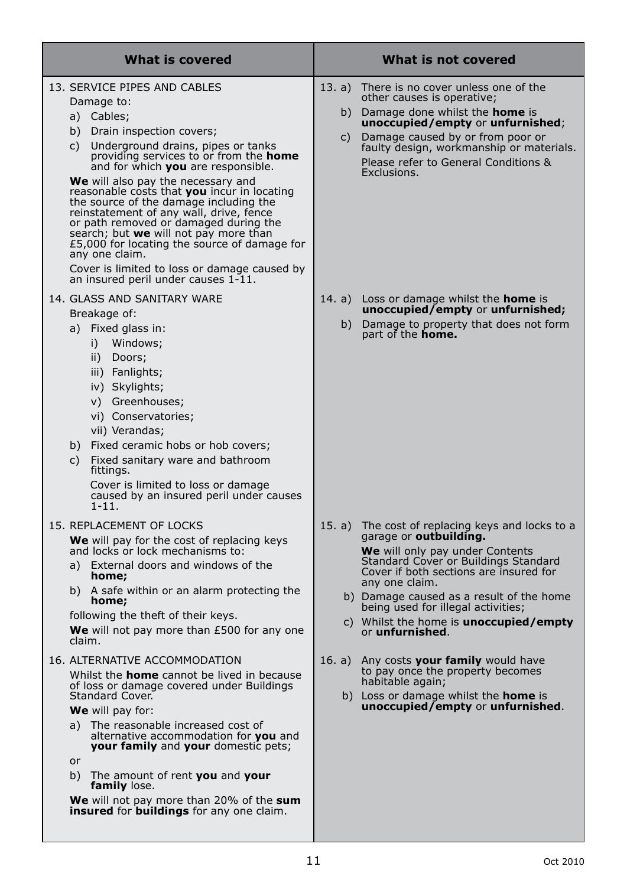| What is covered | What is not covered |
|---|---|
| 13. SERVICE PIPES AND CABLES<br>Damage to:<br>a) Cables;<br>b) Drain inspection covers;<br>c) Underground drains, pipes or tanks providing services to or from the **home** and for which **you** are responsible.<br>**We** will also pay the necessary and reasonable costs that **you** incur in locating the source of the damage including the reinstatement of any wall, drive, fence or path removed or damaged during the search; but **we** will not pay more than £5,000 for locating the source of damage for any one claim.<br>Cover is limited to loss or damage caused by an insured peril under causes 1-11. | 13. a) There is no cover unless one of the other causes is operative;<br>b) Damage done whilst the **home** is **unoccupied/empty** or **unfurnished**;<br>c) Damage caused by or from poor or faulty design, workmanship or materials.<br>Please refer to General Conditions & Exclusions. |
| 14. GLASS AND SANITARY WARE<br>Breakage of:<br>a) Fixed glass in:<br>i) Windows;<br>ii) Doors;<br>iii) Fanlights;<br>iv) Skylights;<br>v) Greenhouses;<br>vi) Conservatories;<br>vii) Verandas;<br>b) Fixed ceramic hobs or hob covers;<br>c) Fixed sanitary ware and bathroom fittings.<br>Cover is limited to loss or damage caused by an insured peril under causes 1-11. | 14. a) Loss or damage whilst the **home** is **unoccupied/empty** or **unfurnished;**<br>b) Damage to property that does not form part of the **home.** |
| 15. REPLACEMENT OF LOCKS<br>**We** will pay for the cost of replacing keys and locks or lock mechanisms to:<br>a) External doors and windows of the **home;**<br>b) A safe within or an alarm protecting the **home;**<br>following the theft of their keys.<br>**We** will not pay more than £500 for any one claim. | 15. a) The cost of replacing keys and locks to a garage or **outbuilding.**<br>**We** will only pay under Contents Standard Cover or Buildings Standard Cover if both sections are insured for any one claim.<br>b) Damage caused as a result of the home being used for illegal activities;<br>c) Whilst the home is **unoccupied/empty** or **unfurnished**. |
| 16. ALTERNATIVE ACCOMMODATION<br>Whilst the **home** cannot be lived in because of loss or damage covered under Buildings Standard Cover.<br>**We** will pay for:<br>a) The reasonable increased cost of alternative accommodation for **you** and **your family** and **your** domestic pets;<br>or<br>b) The amount of rent **you** and **your family** lose.<br>**We** will not pay more than 20% of the **sum insured** for **buildings** for any one claim. | 16. a) Any costs **your family** would have to pay once the property becomes habitable again;<br>b) Loss or damage whilst the **home** is **unoccupied/empty** or **unfurnished**. |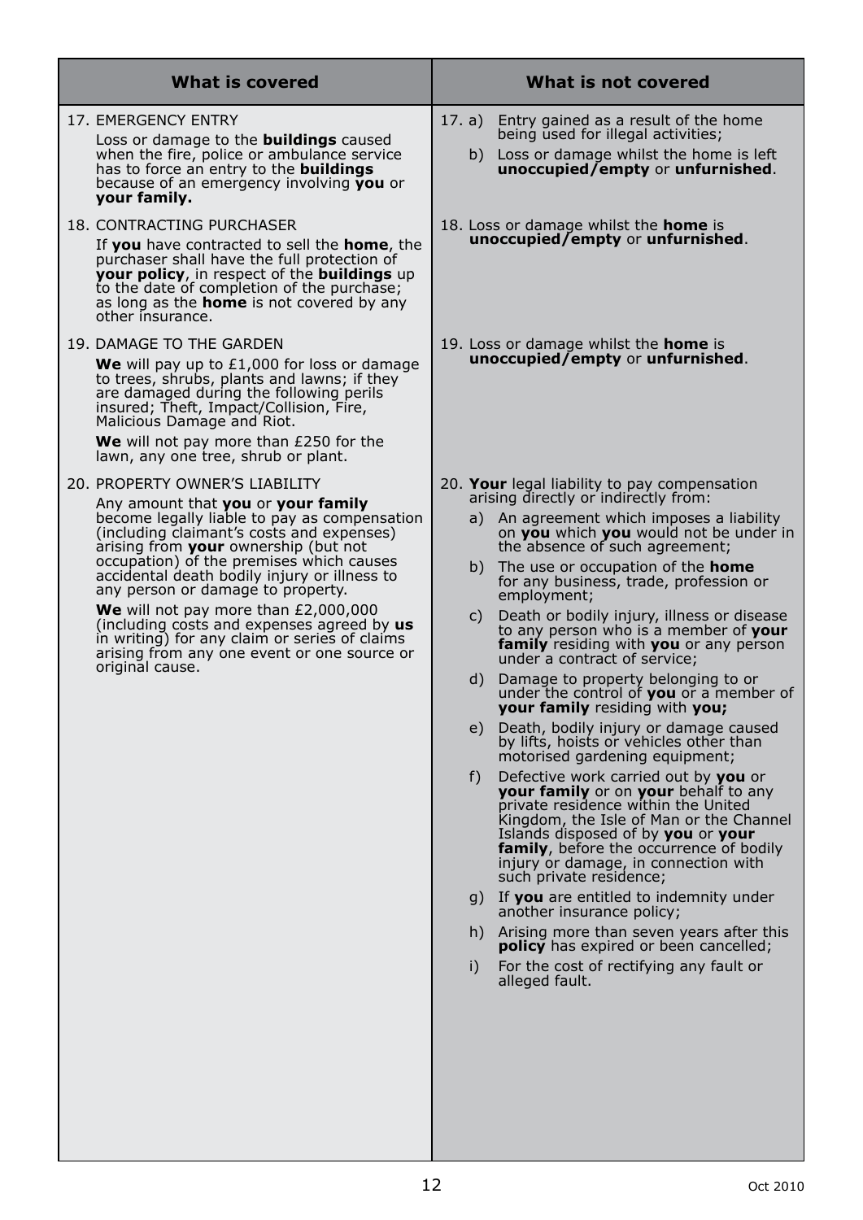| What is covered | What is not covered |
|---|---|
| 17. EMERGENCY ENTRY<br>Loss or damage to the **buildings** caused when the fire, police or ambulance service has to force an entry to the **buildings** because of an emergency involving **you** or **your family.** | 17. a) Entry gained as a result of the home being used for illegal activities;<br>b) Loss or damage whilst the home is left **unoccupied/empty** or **unfurnished**. |
| 18. CONTRACTING PURCHASER<br>If **you** have contracted to sell the **home**, the purchaser shall have the full protection of **your policy**, in respect of the **buildings** up to the date of completion of the purchase; as long as the **home** is not covered by any other insurance. | 18. Loss or damage whilst the **home** is **unoccupied/empty** or **unfurnished**. |
| 19. DAMAGE TO THE GARDEN<br>**We** will pay up to £1,000 for loss or damage to trees, shrubs, plants and lawns; if they are damaged during the following perils insured; Theft, Impact/Collision, Fire, Malicious Damage and Riot.<br>**We** will not pay more than £250 for the lawn, any one tree, shrub or plant. | 19. Loss or damage whilst the **home** is **unoccupied/empty** or **unfurnished**. |
| 20. PROPERTY OWNER'S LIABILITY<br>Any amount that **you** or **your family** become legally liable to pay as compensation (including claimant's costs and expenses) arising from **your** ownership (but not occupation) of the premises which causes accidental death bodily injury or illness to any person or damage to property.<br>**We** will not pay more than £2,000,000 (including costs and expenses agreed by **us** in writing) for any claim or series of claims arising from any one event or one source or original cause. | 20. **Your** legal liability to pay compensation arising directly or indirectly from:<br>a) An agreement which imposes a liability on **you** which **you** would not be under in the absence of such agreement;<br>b) The use or occupation of the **home** for any business, trade, profession or employment;<br>c) Death or bodily injury, illness or disease to any person who is a member of **your family** residing with **you** or any person under a contract of service;<br>d) Damage to property belonging to or under the control of **you** or a member of **your family** residing with **you;**<br>e) Death, bodily injury or damage caused by lifts, hoists or vehicles other than motorised gardening equipment;<br>f) Defective work carried out by **you** or **your family** or on **your** behalf to any private residence within the United Kingdom, the Isle of Man or the Channel Islands disposed of by **you** or **your family**, before the occurrence of bodily injury or damage, in connection with such private residence;<br>g) If **you** are entitled to indemnity under another insurance policy;<br>h) Arising more than seven years after this **policy** has expired or been cancelled;<br>i) For the cost of rectifying any fault or alleged fault. |

Oct 2010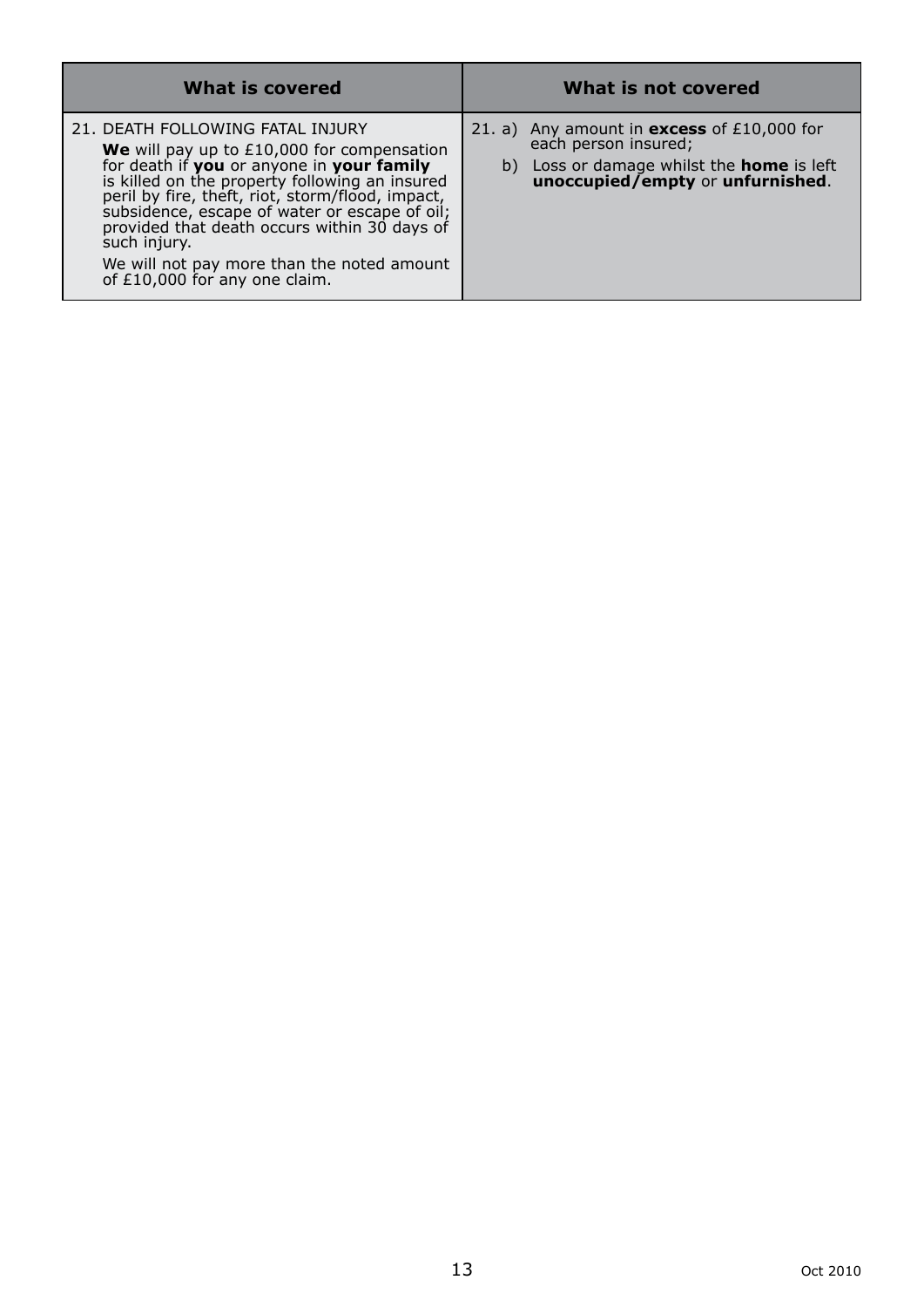| What is covered | What is not covered |
| --- | --- |
| 21. DEATH FOLLOWING FATAL INJURY<br>**We** will pay up to £10,000 for compensation for death if **you** or anyone in **your family** is killed on the property following an insured peril by fire, theft, riot, storm/flood, impact, subsidence, escape of water or escape of oil; provided that death occurs within 30 days of such injury.<br>We will not pay more than the noted amount of £10,000 for any one claim. | 21. a) Any amount in **excess** of £10,000 for each person insured;<br>b) Loss or damage whilst the **home** is left **unoccupied/empty** or **unfurnished**. |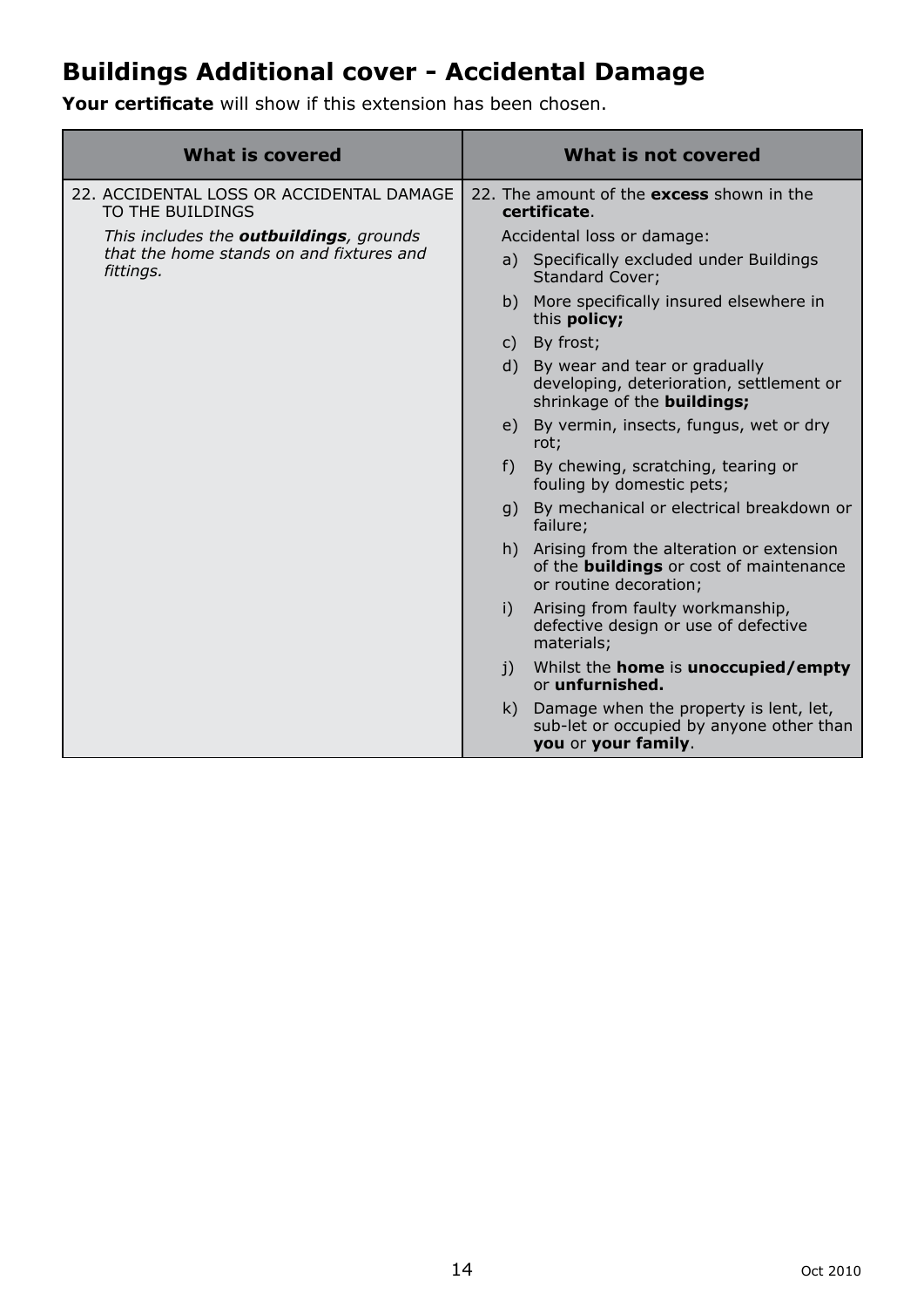## Buildings Additional cover - Accidental Damage

**Your certificate** will show if this extension has been chosen.

| What is covered | What is not covered |
| --- | --- |
| 22. ACCIDENTAL LOSS OR ACCIDENTAL DAMAGE TO THE BUILDINGS<br><br>*This includes the **outbuildings**, grounds that the home stands on and fixtures and fittings.* | 22. The amount of the **excess** shown in the **certificate**.<br><br>Accidental loss or damage:<br>a) Specifically excluded under Buildings Standard Cover;<br>b) More specifically insured elsewhere in this **policy;**<br>c) By frost;<br>d) By wear and tear or gradually developing, deterioration, settlement or shrinkage of the **buildings;**<br>e) By vermin, insects, fungus, wet or dry rot;<br>f) By chewing, scratching, tearing or fouling by domestic pets;<br>g) By mechanical or electrical breakdown or failure;<br>h) Arising from the alteration or extension of the **buildings** or cost of maintenance or routine decoration;<br>i) Arising from faulty workmanship, defective design or use of defective materials;<br>j) Whilst the **home** is **unoccupied/empty** or **unfurnished.**<br>k) Damage when the property is lent, let, sub-let or occupied by anyone other than **you** or **your family**. |

Oct 2010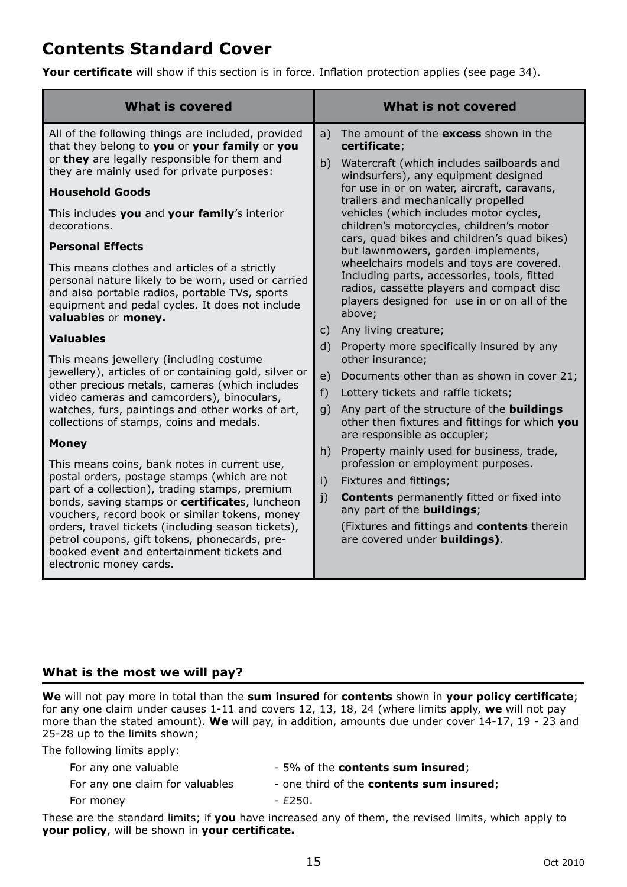# Contents Standard Cover

**Your certificate** will show if this section is in force. Inflation protection applies (see page 34).

| What is covered | What is not covered |
| --- | --- |
| All of the following things are included, provided that they belong to **you** or **your family** or **you** or **they** are legally responsible for them and they are mainly used for private purposes:<br><br>**Household Goods**<br><br>This includes **you** and **your family**'s interior decorations.<br><br>**Personal Effects**<br><br>This means clothes and articles of a strictly personal nature likely to be worn, used or carried and also portable radios, portable TVs, sports equipment and pedal cycles. It does not include **valuables** or **money.**<br><br>**Valuables**<br><br>This means jewellery (including costume jewellery), articles of or containing gold, silver or other precious metals, cameras (which includes video cameras and camcorders), binoculars, watches, furs, paintings and other works of art, collections of stamps, coins and medals.<br><br>**Money**<br><br>This means coins, bank notes in current use, postal orders, postage stamps (which are not part of a collection), trading stamps, premium bonds, saving stamps or **certificate**s, luncheon vouchers, record book or similar tokens, money orders, travel tickets (including season tickets), petrol coupons, gift tokens, phonecards, pre-booked event and entertainment tickets and electronic money cards. | a) The amount of the **excess** shown in the **certificate**;<br><br>b) Watercraft (which includes sailboards and windsurfers), any equipment designed for use in or on water, aircraft, caravans, trailers and mechanically propelled vehicles (which includes motor cycles, children's motorcycles, children's motor cars, quad bikes and children's quad bikes) but lawnmowers, garden implements, wheelchairs models and toys are covered. Including parts, accessories, tools, fitted radios, cassette players and compact disc players designed for use in or on all of the above;<br><br>c) Any living creature;<br><br>d) Property more specifically insured by any other insurance;<br><br>e) Documents other than as shown in cover 21;<br><br>f) Lottery tickets and raffle tickets;<br><br>g) Any part of the structure of the **buildings** other then fixtures and fittings for which **you** are responsible as occupier;<br><br>h) Property mainly used for business, trade, profession or employment purposes.<br><br>i) Fixtures and fittings;<br><br>j) **Contents** permanently fitted or fixed into any part of the **buildings**;<br><br>(Fixtures and fittings and **contents** therein are covered under **buildings)**. |

### What is the most we will pay?

**We** will not pay more in total than the **sum insured** for **contents** shown in **your policy certificate**; for any one claim under causes 1-11 and covers 12, 13, 18, 24 (where limits apply, **we** will not pay more than the stated amount). **We** will pay, in addition, amounts due under cover 14-17, 19 - 23 and 25-28 up to the limits shown;

The following limits apply:

| | |
| --- | --- |
| For any one valuable | - 5% of the **contents sum insured**; |
| For any one claim for valuables | - one third of the **contents sum insured**; |
| For money | - £250. |

These are the standard limits; if **you** have increased any of them, the revised limits, which apply to **your policy**, will be shown in **your certificate.**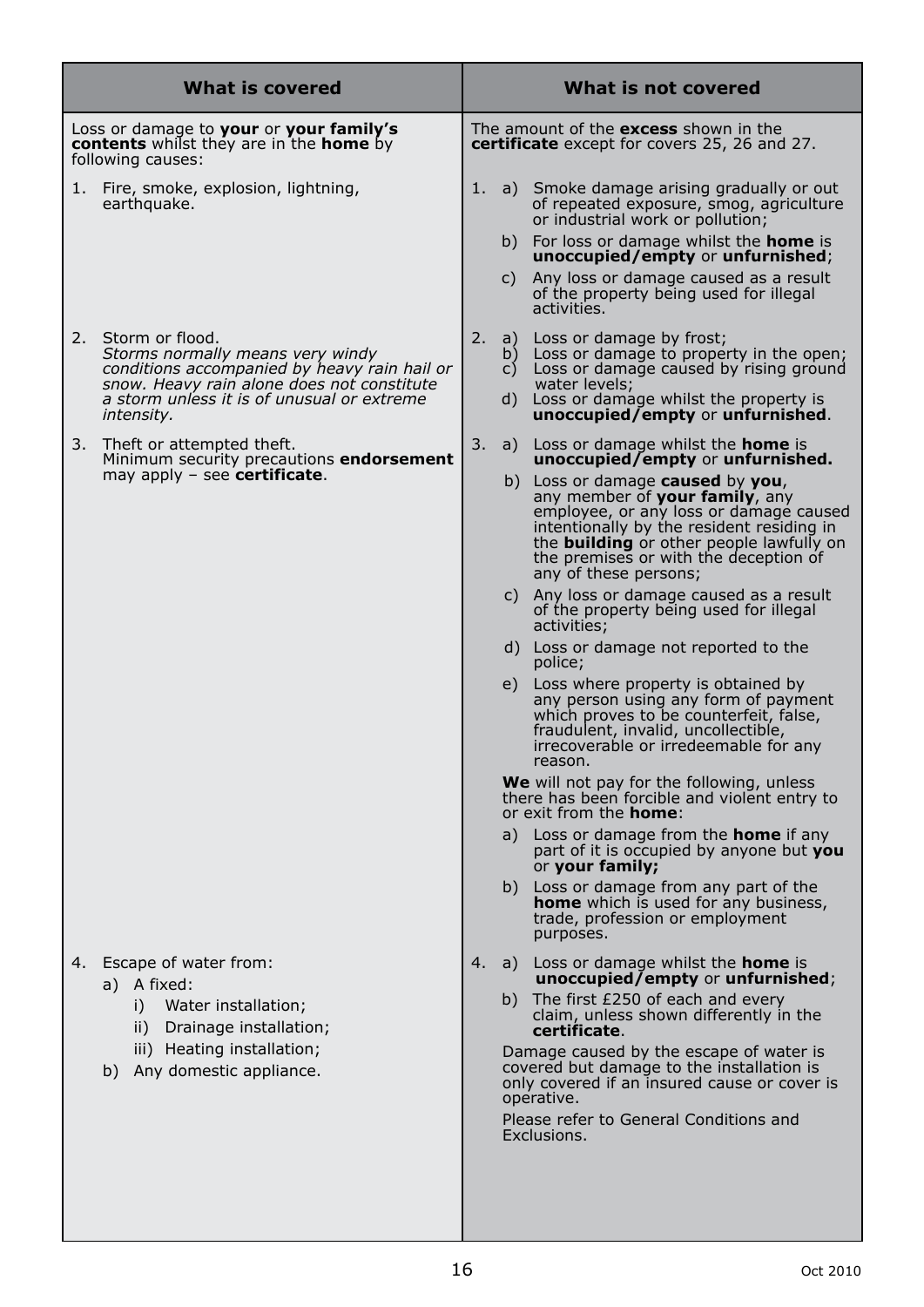| What is covered | What is not covered |
|---|---|
| Loss or damage to **your** or **your family's contents** whilst they are in the **home** by following causes: | The amount of the **excess** shown in the **certificate** except for covers 25, 26 and 27. |
| 1. Fire, smoke, explosion, lightning, earthquake. | 1. a) Smoke damage arising gradually or out of repeated exposure, smog, agriculture or industrial work or pollution;<br>b) For loss or damage whilst the **home** is **unoccupied/empty** or **unfurnished**;<br>c) Any loss or damage caused as a result of the property being used for illegal activities. |
| 2. Storm or flood.<br>*Storms normally means very windy conditions accompanied by heavy rain hail or snow. Heavy rain alone does not constitute a storm unless it is of unusual or extreme intensity.* | 2. a) Loss or damage by frost;<br>b) Loss or damage to property in the open;<br>c) Loss or damage caused by rising ground water levels;<br>d) Loss or damage whilst the property is **unoccupied/empty** or **unfurnished**. |
| 3. Theft or attempted theft.<br>Minimum security precautions **endorsement** may apply – see **certificate**. | 3. a) Loss or damage whilst the **home** is **unoccupied/empty** or **unfurnished.**<br>b) Loss or damage **caused** by **you**, any member of **your family**, any employee, or any loss or damage caused intentionally by the resident residing in the **building** or other people lawfully on the premises or with the deception of any of these persons;<br>c) Any loss or damage caused as a result of the property being used for illegal activities;<br>d) Loss or damage not reported to the police;<br>e) Loss where property is obtained by any person using any form of payment which proves to be counterfeit, false, fraudulent, invalid, uncollectible, irrecoverable or irredeemable for any reason.<br>**We** will not pay for the following, unless there has been forcible and violent entry to or exit from the **home**:<br>a) Loss or damage from the **home** if any part of it is occupied by anyone but **you** or **your family;**<br>b) Loss or damage from any part of the **home** which is used for any business, trade, profession or employment purposes. |
| 4. Escape of water from:<br>a) A fixed:<br>i) Water installation;<br>ii) Drainage installation;<br>iii) Heating installation;<br>b) Any domestic appliance. | 4. a) Loss or damage whilst the **home** is **unoccupied/empty** or **unfurnished**;<br>b) The first £250 of each and every claim, unless shown differently in the **certificate**.<br>Damage caused by the escape of water is covered but damage to the installation is only covered if an insured cause or cover is operative.<br>Please refer to General Conditions and Exclusions. |

Oct 2010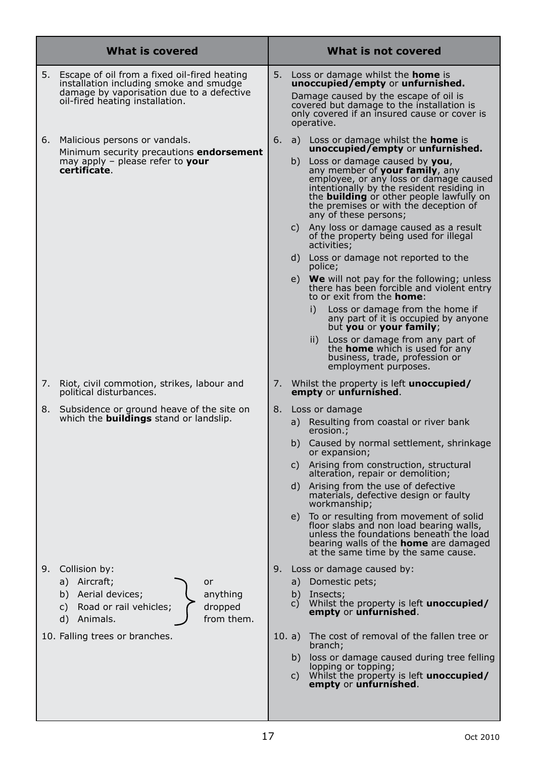| What is covered | What is not covered |
| --- | --- |
| 5. Escape of oil from a fixed oil-fired heating installation including smoke and smudge damage by vaporisation due to a defective oil-fired heating installation. | 5. Loss or damage whilst the **home** is **unoccupied/empty** or **unfurnished.**<br>Damage caused by the escape of oil is covered but damage to the installation is only covered if an insured cause or cover is operative. |
| 6. Malicious persons or vandals.<br>Minimum security precautions **endorsement** may apply – please refer to **your certificate**. | 6. a) Loss or damage whilst the **home** is **unoccupied/empty** or **unfurnished.**<br>b) Loss or damage caused by **you**, any member of **your family**, any employee, or any loss or damage caused intentionally by the resident residing in the **building** or other people lawfully on the premises or with the deception of any of these persons;<br>c) Any loss or damage caused as a result of the property being used for illegal activities;<br>d) Loss or damage not reported to the police;<br>e) **We** will not pay for the following; unless there has been forcible and violent entry to or exit from the **home**:<br>i) Loss or damage from the home if any part of it is occupied by anyone but **you** or **your family**;<br>ii) Loss or damage from any part of the **home** which is used for any business, trade, profession or employment purposes. |
| 7. Riot, civil commotion, strikes, labour and political disturbances. | 7. Whilst the property is left **unoccupied/ empty** or **unfurnished**. |
| 8. Subsidence or ground heave of the site on which the **buildings** stand or landslip. | 8. Loss or damage<br>a) Resulting from coastal or river bank erosion.;<br>b) Caused by normal settlement, shrinkage or expansion;<br>c) Arising from construction, structural alteration, repair or demolition;<br>d) Arising from the use of defective materials, defective design or faulty workmanship;<br>e) To or resulting from movement of solid floor slabs and non load bearing walls, unless the foundations beneath the load bearing walls of the **home** are damaged at the same time by the same cause. |
| 9. Collision by:<br>a) Aircraft;<br>b) Aerial devices;<br>c) Road or rail vehicles;<br>d) Animals.<br>or anything dropped from them. | 9. Loss or damage caused by:<br>a) Domestic pets;<br>b) Insects;<br>c) Whilst the property is left **unoccupied/ empty** or **unfurnished**. |
| 10. Falling trees or branches. | 10. a) The cost of removal of the fallen tree or branch;<br>b) loss or damage caused during tree felling lopping or topping;<br>c) Whilst the property is left **unoccupied/ empty** or **unfurnished**. |

Oct 2010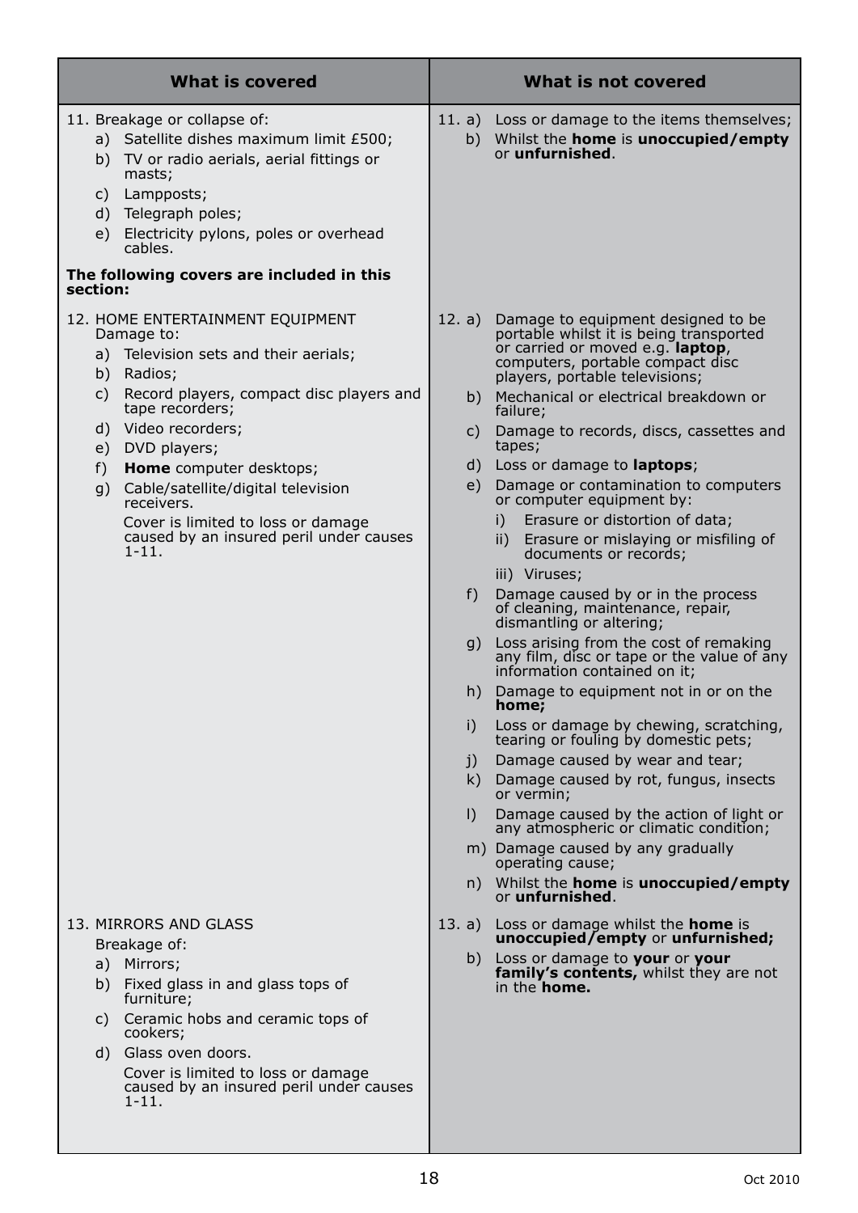| What is covered | What is not covered |
|---|---|
| 11. Breakage or collapse of:<br>a) Satellite dishes maximum limit £500;<br>b) TV or radio aerials, aerial fittings or masts;<br>c) Lampposts;<br>d) Telegraph poles;<br>e) Electricity pylons, poles or overhead cables. | 11. a) Loss or damage to the items themselves;<br>b) Whilst the **home** is **unoccupied/empty** or **unfurnished**. |
| **The following covers are included in this section:** | |
| 12. HOME ENTERTAINMENT EQUIPMENT<br>Damage to:<br>a) Television sets and their aerials;<br>b) Radios;<br>c) Record players, compact disc players and tape recorders;<br>d) Video recorders;<br>e) DVD players;<br>f) **Home** computer desktops;<br>g) Cable/satellite/digital television receivers.<br>Cover is limited to loss or damage caused by an insured peril under causes 1-11. | 12. a) Damage to equipment designed to be portable whilst it is being transported or carried or moved e.g. **laptop**, computers, portable compact disc players, portable televisions;<br>b) Mechanical or electrical breakdown or failure;<br>c) Damage to records, discs, cassettes and tapes;<br>d) Loss or damage to **laptops**;<br>e) Damage or contamination to computers or computer equipment by:<br>i) Erasure or distortion of data;<br>ii) Erasure or mislaying or misfiling of documents or records;<br>iii) Viruses;<br>f) Damage caused by or in the process of cleaning, maintenance, repair, dismantling or altering;<br>g) Loss arising from the cost of remaking any film, disc or tape or the value of any information contained on it;<br>h) Damage to equipment not in or on the **home;**<br>i) Loss or damage by chewing, scratching, tearing or fouling by domestic pets;<br>j) Damage caused by wear and tear;<br>k) Damage caused by rot, fungus, insects or vermin;<br>l) Damage caused by the action of light or any atmospheric or climatic condition;<br>m) Damage caused by any gradually operating cause;<br>n) Whilst the **home** is **unoccupied/empty** or **unfurnished**. |
| 13. MIRRORS AND GLASS<br>Breakage of:<br>a) Mirrors;<br>b) Fixed glass in and glass tops of furniture;<br>c) Ceramic hobs and ceramic tops of cookers;<br>d) Glass oven doors.<br>Cover is limited to loss or damage caused by an insured peril under causes 1-11. | 13. a) Loss or damage whilst the **home** is **unoccupied/empty** or **unfurnished;**<br>b) Loss or damage to **your** or **your family's contents,** whilst they are not in the **home.** |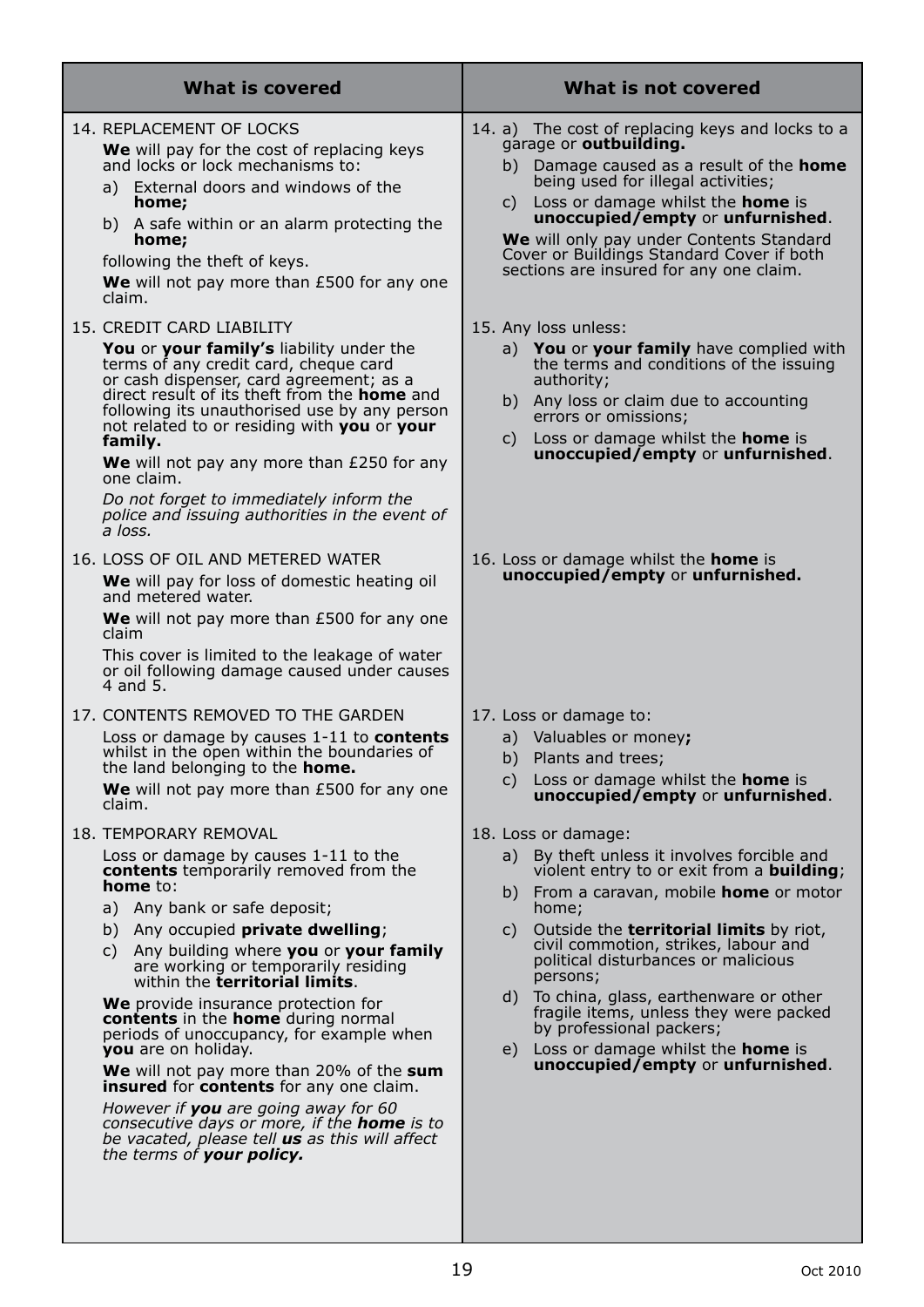| What is covered | What is not covered |
|---|---|
| 14. REPLACEMENT OF LOCKS<br>**We** will pay for the cost of replacing keys and locks or lock mechanisms to:<br>a) External doors and windows of the **home;**<br>b) A safe within or an alarm protecting the **home;**<br>following the theft of keys.<br>**We** will not pay more than £500 for any one claim. | 14. a) The cost of replacing keys and locks to a garage or **outbuilding.**<br>b) Damage caused as a result of the **home** being used for illegal activities;<br>c) Loss or damage whilst the **home** is **unoccupied/empty** or **unfurnished**.<br>**We** will only pay under Contents Standard Cover or Buildings Standard Cover if both sections are insured for any one claim. |
| 15. CREDIT CARD LIABILITY<br>**You** or **your family's** liability under the terms of any credit card, cheque card or cash dispenser, card agreement; as a direct result of its theft from the **home** and following its unauthorised use by any person not related to or residing with **you** or **your family.**<br>**We** will not pay any more than £250 for any one claim.<br>*Do not forget to immediately inform the police and issuing authorities in the event of a loss.* | 15. Any loss unless:<br>a) **You** or **your family** have complied with the terms and conditions of the issuing authority;<br>b) Any loss or claim due to accounting errors or omissions;<br>c) Loss or damage whilst the **home** is **unoccupied/empty** or **unfurnished**. |
| 16. LOSS OF OIL AND METERED WATER<br>**We** will pay for loss of domestic heating oil and metered water.<br>**We** will not pay more than £500 for any one claim<br>This cover is limited to the leakage of water or oil following damage caused under causes 4 and 5. | 16. Loss or damage whilst the **home** is **unoccupied/empty** or **unfurnished.** |
| 17. CONTENTS REMOVED TO THE GARDEN<br>Loss or damage by causes 1-11 to **contents** whilst in the open within the boundaries of the land belonging to the **home.**<br>**We** will not pay more than £500 for any one claim. | 17. Loss or damage to:<br>a) Valuables or money**;**<br>b) Plants and trees;<br>c) Loss or damage whilst the **home** is **unoccupied/empty** or **unfurnished**. |
| 18. TEMPORARY REMOVAL<br>Loss or damage by causes 1-11 to the **contents** temporarily removed from the **home** to:<br>a) Any bank or safe deposit;<br>b) Any occupied **private dwelling**;<br>c) Any building where **you** or **your family** are working or temporarily residing within the **territorial limits**.<br>**We** provide insurance protection for **contents** in the **home** during normal periods of unoccupancy, for example when **you** are on holiday.<br>**We** will not pay more than 20% of the **sum insured** for **contents** for any one claim.<br>*However if **you** are going away for 60 consecutive days or more, if the **home** is to be vacated, please tell **us** as this will affect the terms of **your policy.*** | 18. Loss or damage:<br>a) By theft unless it involves forcible and violent entry to or exit from a **building**;<br>b) From a caravan, mobile **home** or motor home;<br>c) Outside the **territorial limits** by riot, civil commotion, strikes, labour and political disturbances or malicious persons;<br>d) To china, glass, earthenware or other fragile items, unless they were packed by professional packers;<br>e) Loss or damage whilst the **home** is **unoccupied/empty** or **unfurnished**. |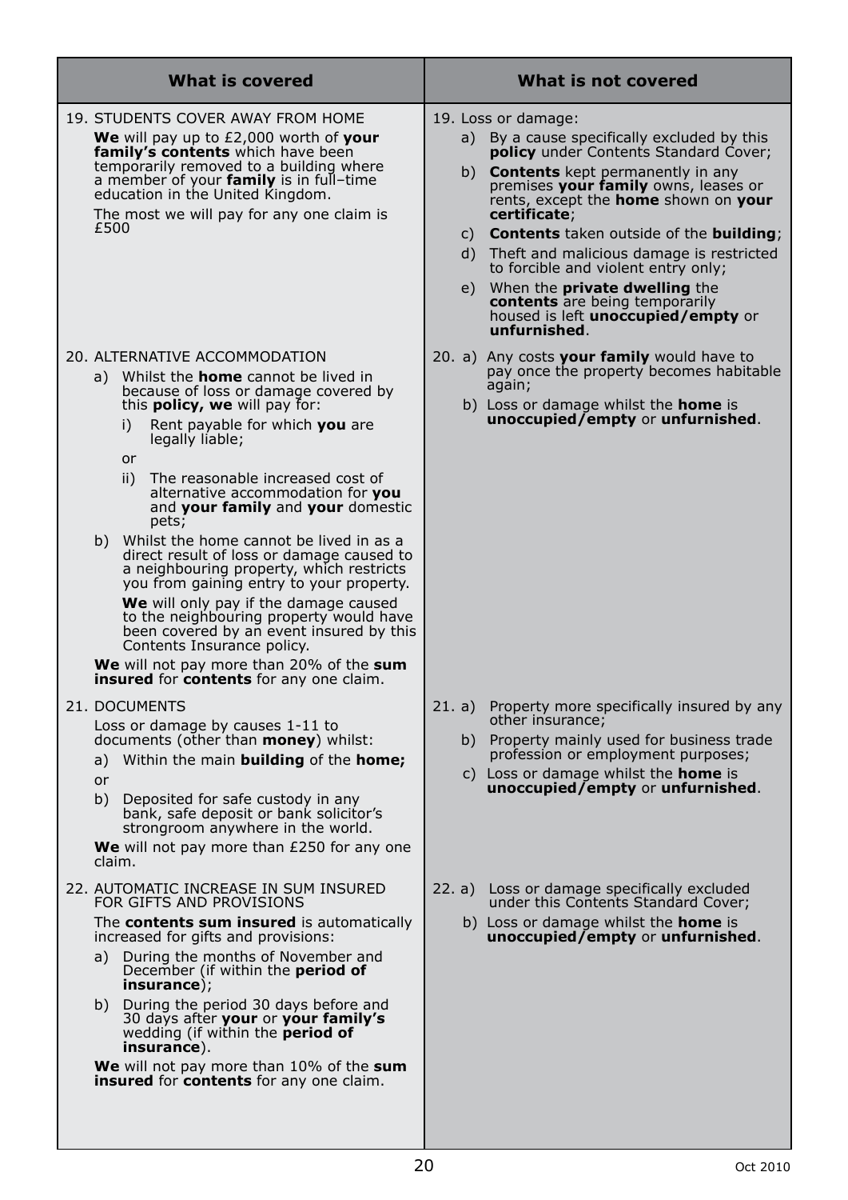| What is covered | What is not covered |
| --- | --- |
| 19. STUDENTS COVER AWAY FROM HOME<br>**We** will pay up to £2,000 worth of **your family's contents** which have been temporarily removed to a building where a member of your **family** is in full–time education in the United Kingdom.<br>The most we will pay for any one claim is £500 | 19. Loss or damage:<br>a) By a cause specifically excluded by this **policy** under Contents Standard Cover;<br>b) **Contents** kept permanently in any premises **your family** owns, leases or rents, except the **home** shown on **your certificate**;<br>c) **Contents** taken outside of the **building**;<br>d) Theft and malicious damage is restricted to forcible and violent entry only;<br>e) When the **private dwelling** the **contents** are being temporarily housed is left **unoccupied/empty** or **unfurnished**. |
| 20. ALTERNATIVE ACCOMMODATION<br>a) Whilst the **home** cannot be lived in because of loss or damage covered by this **policy, we** will pay for:<br>i) Rent payable for which **you** are legally liable;<br>or<br>ii) The reasonable increased cost of alternative accommodation for **you** and **your family** and **your** domestic pets;<br>b) Whilst the home cannot be lived in as a direct result of loss or damage caused to a neighbouring property, which restricts you from gaining entry to your property.<br>**We** will only pay if the damage caused to the neighbouring property would have been covered by an event insured by this Contents Insurance policy.<br>**We** will not pay more than 20% of the **sum insured** for **contents** for any one claim. | 20. a) Any costs **your family** would have to pay once the property becomes habitable again;<br>b) Loss or damage whilst the **home** is **unoccupied/empty** or **unfurnished**. |
| 21. DOCUMENTS<br>Loss or damage by causes 1-11 to documents (other than **money**) whilst:<br>a) Within the main **building** of the **home;**<br>or<br>b) Deposited for safe custody in any bank, safe deposit or bank solicitor's strongroom anywhere in the world.<br>**We** will not pay more than £250 for any one claim. | 21. a) Property more specifically insured by any other insurance;<br>b) Property mainly used for business trade profession or employment purposes;<br>c) Loss or damage whilst the **home** is **unoccupied/empty** or **unfurnished**. |
| 22. AUTOMATIC INCREASE IN SUM INSURED FOR GIFTS AND PROVISIONS<br>The **contents sum insured** is automatically increased for gifts and provisions:<br>a) During the months of November and December (if within the **period of insurance**);<br>b) During the period 30 days before and 30 days after **your** or **your family's** wedding (if within the **period of insurance**).<br>**We** will not pay more than 10% of the **sum insured** for **contents** for any one claim. | 22. a) Loss or damage specifically excluded under this Contents Standard Cover;<br>b) Loss or damage whilst the **home** is **unoccupied/empty** or **unfurnished**. |

Oct 2010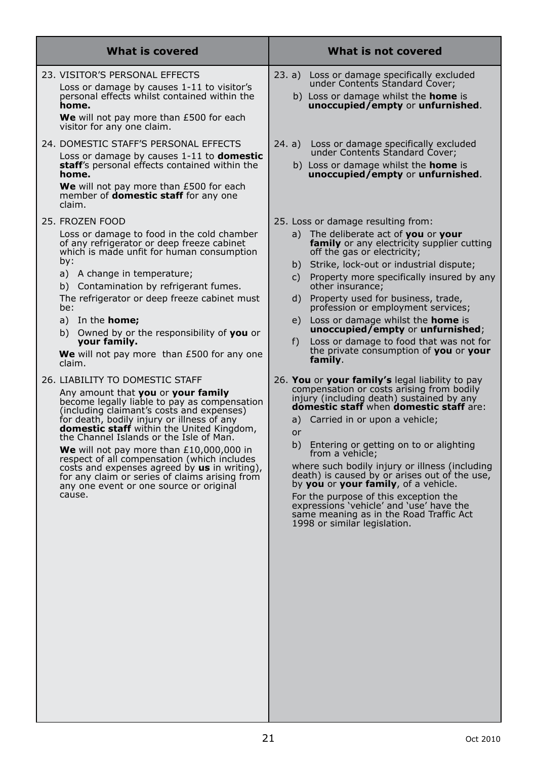| What is covered | What is not covered |
|---|---|
| 23. VISITOR'S PERSONAL EFFECTS<br>Loss or damage by causes 1-11 to visitor's personal effects whilst contained within the **home.**<br>**We** will not pay more than £500 for each visitor for any one claim. | 23. a) Loss or damage specifically excluded under Contents Standard Cover;<br>b) Loss or damage whilst the **home** is **unoccupied/empty** or **unfurnished**. |
| 24. DOMESTIC STAFF'S PERSONAL EFFECTS<br>Loss or damage by causes 1-11 to **domestic staff**'s personal effects contained within the **home.**<br>**We** will not pay more than £500 for each member of **domestic staff** for any one claim. | 24. a) Loss or damage specifically excluded under Contents Standard Cover;<br>b) Loss or damage whilst the **home** is **unoccupied/empty** or **unfurnished**. |
| 25. FROZEN FOOD<br>Loss or damage to food in the cold chamber of any refrigerator or deep freeze cabinet which is made unfit for human consumption by:<br>a) A change in temperature;<br>b) Contamination by refrigerant fumes.<br>The refrigerator or deep freeze cabinet must be:<br>a) In the **home;**<br>b) Owned by or the responsibility of **you** or **your family.**<br>**We** will not pay more than £500 for any one claim. | 25. Loss or damage resulting from:<br>a) The deliberate act of **you** or **your family** or any electricity supplier cutting off the gas or electricity;<br>b) Strike, lock-out or industrial dispute;<br>c) Property more specifically insured by any other insurance;<br>d) Property used for business, trade, profession or employment services;<br>e) Loss or damage whilst the **home** is **unoccupied/empty** or **unfurnished**;<br>f) Loss or damage to food that was not for the private consumption of **you** or **your family**. |
| 26. LIABILITY TO DOMESTIC STAFF<br>Any amount that **you** or **your family** become legally liable to pay as compensation (including claimant's costs and expenses) for death, bodily injury or illness of any **domestic staff** within the United Kingdom, the Channel Islands or the Isle of Man.<br>**We** will not pay more than £10,000,000 in respect of all compensation (which includes costs and expenses agreed by **us** in writing), for any claim or series of claims arising from any one event or one source or original cause. | 26. **You** or **your family's** legal liability to pay compensation or costs arising from bodily injury (including death) sustained by any **domestic staff** when **domestic staff** are:<br>a) Carried in or upon a vehicle;<br>or<br>b) Entering or getting on to or alighting from a vehicle;<br>where such bodily injury or illness (including death) is caused by or arises out of the use, by **you** or **your family**, of a vehicle.<br>For the purpose of this exception the expressions 'vehicle' and 'use' have the same meaning as in the Road Traffic Act 1998 or similar legislation. |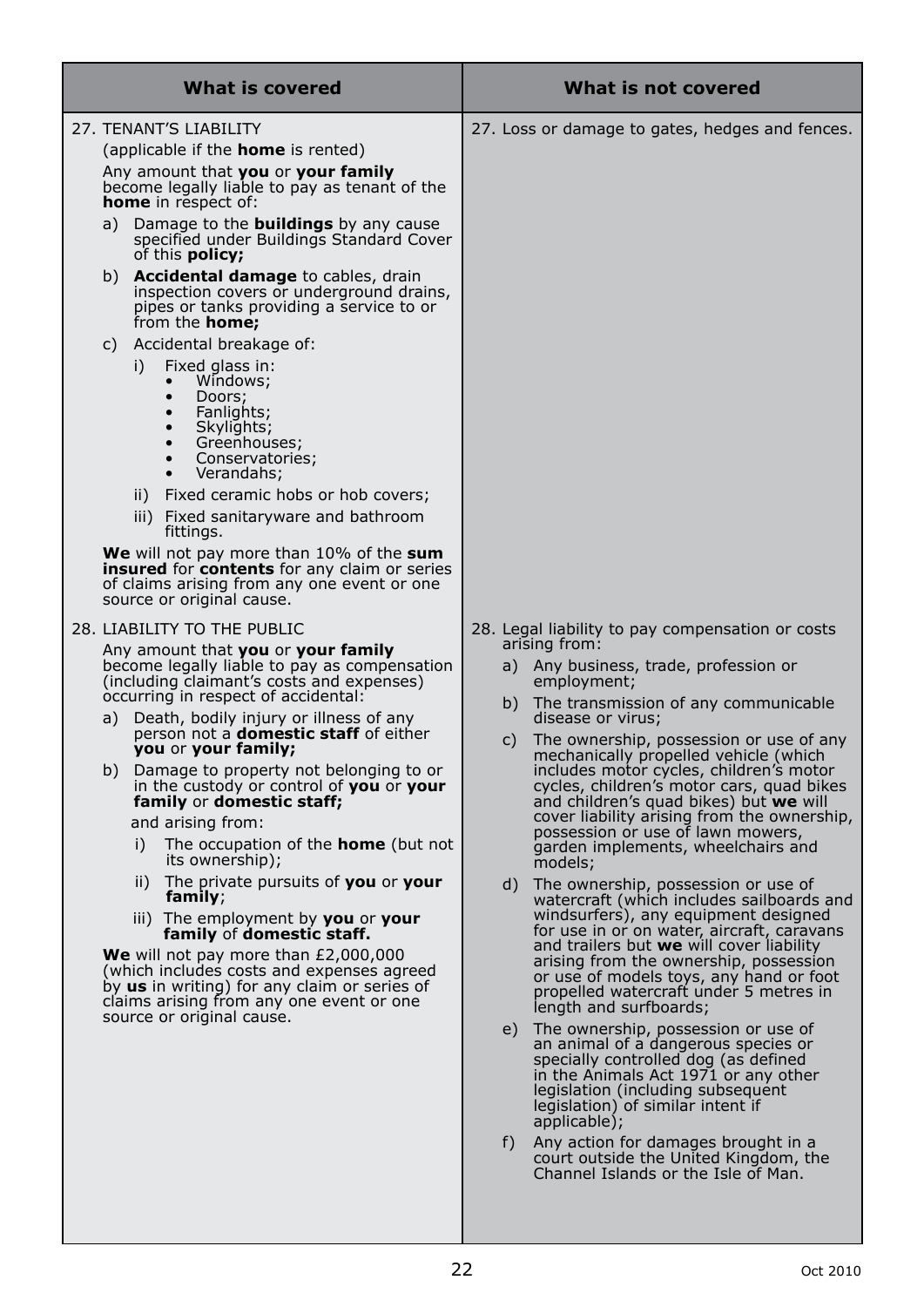| What is covered | What is not covered |
|---|---|
| 27. TENANT'S LIABILITY<br>(applicable if the **home** is rented)<br>Any amount that **you** or **your family** become legally liable to pay as tenant of the **home** in respect of:<br>a) Damage to the **buildings** by any cause specified under Buildings Standard Cover of this **policy;**<br>b) **Accidental damage** to cables, drain inspection covers or underground drains, pipes or tanks providing a service to or from the **home;**<br>c) Accidental breakage of:<br>i) Fixed glass in:<br>• Windows;<br>• Doors;<br>• Fanlights;<br>• Skylights;<br>• Greenhouses;<br>• Conservatories;<br>• Verandahs;<br>ii) Fixed ceramic hobs or hob covers;<br>iii) Fixed sanitaryware and bathroom fittings.<br>**We** will not pay more than 10% of the **sum insured** for **contents** for any claim or series of claims arising from any one event or one source or original cause. | 27. Loss or damage to gates, hedges and fences. |
| 28. LIABILITY TO THE PUBLIC<br>Any amount that **you** or **your family** become legally liable to pay as compensation (including claimant's costs and expenses) occurring in respect of accidental:<br>a) Death, bodily injury or illness of any person not a **domestic staff** of either **you** or **your family;**<br>b) Damage to property not belonging to or in the custody or control of **you** or **your family** or **domestic staff;**<br>and arising from:<br>i) The occupation of the **home** (but not its ownership);<br>ii) The private pursuits of **you** or **your family**;<br>iii) The employment by **you** or **your family** of **domestic staff.**<br>**We** will not pay more than £2,000,000 (which includes costs and expenses agreed by **us** in writing) for any claim or series of claims arising from any one event or one source or original cause. | 28. Legal liability to pay compensation or costs arising from:<br>a) Any business, trade, profession or employment;<br>b) The transmission of any communicable disease or virus;<br>c) The ownership, possession or use of any mechanically propelled vehicle (which includes motor cycles, children's motor cycles, children's motor cars, quad bikes and children's quad bikes) but **we** will cover liability arising from the ownership, possession or use of lawn mowers, garden implements, wheelchairs and models;<br>d) The ownership, possession or use of watercraft (which includes sailboards and windsurfers), any equipment designed for use in or on water, aircraft, caravans and trailers but **we** will cover liability arising from the ownership, possession or use of models toys, any hand or foot propelled watercraft under 5 metres in length and surfboards;<br>e) The ownership, possession or use of an animal of a dangerous species or specially controlled dog (as defined in the Animals Act 1971 or any other legislation (including subsequent legislation) of similar intent if applicable);<br>f) Any action for damages brought in a court outside the United Kingdom, the Channel Islands or the Isle of Man. |

Oct 2010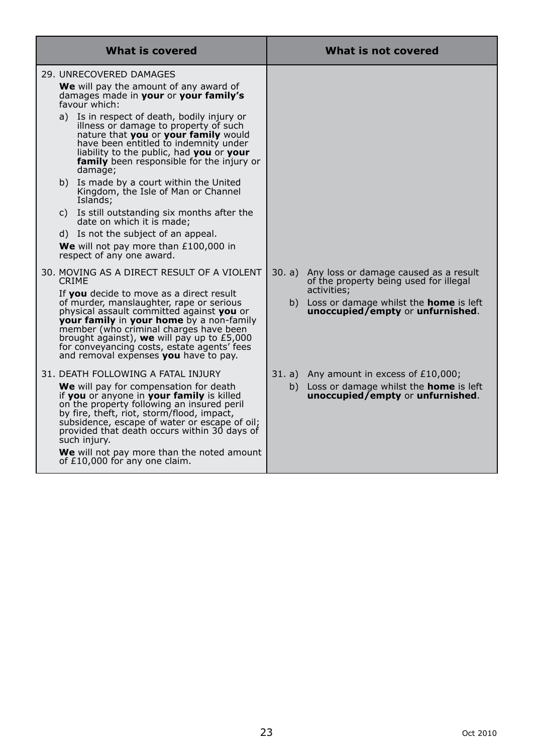| What is covered | What is not covered |
|---|---|
| 29. UNRECOVERED DAMAGES<br><br>**We** will pay the amount of any award of damages made in **your** or **your family's** favour which:<br><br>a) Is in respect of death, bodily injury or illness or damage to property of such nature that **you** or **your family** would have been entitled to indemnity under liability to the public, had **you** or **your family** been responsible for the injury or damage;<br><br>b) Is made by a court within the United Kingdom, the Isle of Man or Channel Islands;<br><br>c) Is still outstanding six months after the date on which it is made;<br><br>d) Is not the subject of an appeal.<br><br>**We** will not pay more than £100,000 in respect of any one award. | |
| 30. MOVING AS A DIRECT RESULT OF A VIOLENT CRIME<br><br>If **you** decide to move as a direct result of murder, manslaughter, rape or serious physical assault committed against **you** or **your family** in **your home** by a non-family member (who criminal charges have been brought against), **we** will pay up to £5,000 for conveyancing costs, estate agents' fees and removal expenses **you** have to pay. | 30. a) Any loss or damage caused as a result of the property being used for illegal activities;<br><br>b) Loss or damage whilst the **home** is left **unoccupied/empty** or **unfurnished**. |
| 31. DEATH FOLLOWING A FATAL INJURY<br><br>**We** will pay for compensation for death if **you** or anyone in **your family** is killed on the property following an insured peril by fire, theft, riot, storm/flood, impact, subsidence, escape of water or escape of oil; provided that death occurs within 30 days of such injury.<br><br>**We** will not pay more than the noted amount of £10,000 for any one claim. | 31. a) Any amount in excess of £10,000;<br><br>b) Loss or damage whilst the **home** is left **unoccupied/empty** or **unfurnished**. |

Oct 2010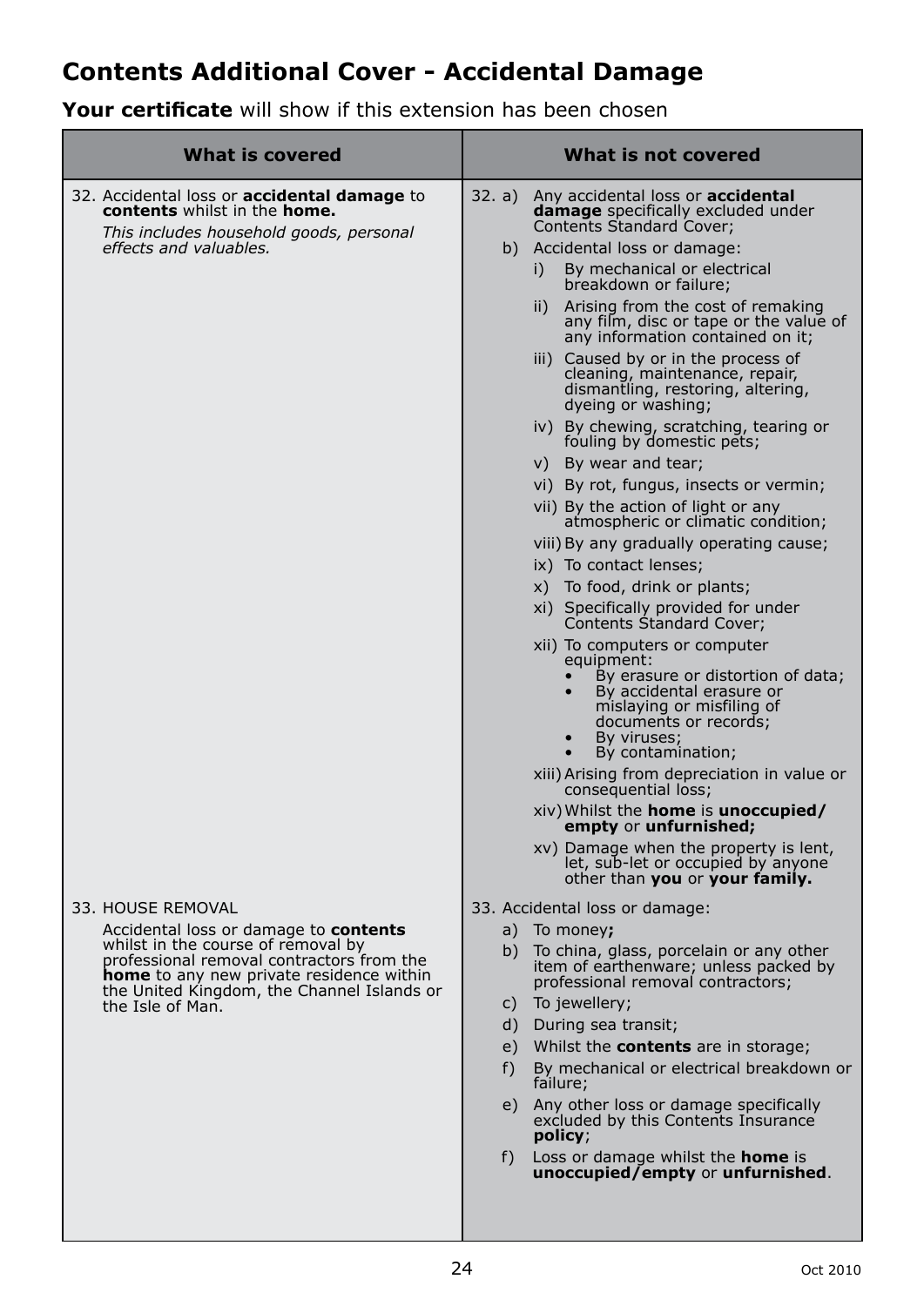## Contents Additional Cover - Accidental Damage

**Your certificate** will show if this extension has been chosen

| What is covered | What is not covered |
|---|---|
| 32. Accidental loss or **accidental damage** to **contents** whilst in the **home.**<br>*This includes household goods, personal effects and valuables.* | 32. a) Any accidental loss or **accidental damage** specifically excluded under Contents Standard Cover;<br>b) Accidental loss or damage:<br>i) By mechanical or electrical breakdown or failure;<br>ii) Arising from the cost of remaking any film, disc or tape or the value of any information contained on it;<br>iii) Caused by or in the process of cleaning, maintenance, repair, dismantling, restoring, altering, dyeing or washing;<br>iv) By chewing, scratching, tearing or fouling by domestic pets;<br>v) By wear and tear;<br>vi) By rot, fungus, insects or vermin;<br>vii) By the action of light or any atmospheric or climatic condition;<br>viii) By any gradually operating cause;<br>ix) To contact lenses;<br>x) To food, drink or plants;<br>xi) Specifically provided for under Contents Standard Cover;<br>xii) To computers or computer equipment:<br>• By erasure or distortion of data;<br>• By accidental erasure or mislaying or misfiling of documents or records;<br>• By viruses;<br>• By contamination;<br>xiii) Arising from depreciation in value or consequential loss;<br>xiv) Whilst the **home** is **unoccupied/ empty** or **unfurnished;**<br>xv) Damage when the property is lent, let, sub-let or occupied by anyone other than **you** or **your family.** |
| 33. HOUSE REMOVAL<br>Accidental loss or damage to **contents** whilst in the course of removal by professional removal contractors from the **home** to any new private residence within the United Kingdom, the Channel Islands or the Isle of Man. | 33. Accidental loss or damage:<br>a) To money**;**<br>b) To china, glass, porcelain or any other item of earthenware; unless packed by professional removal contractors;<br>c) To jewellery;<br>d) During sea transit;<br>e) Whilst the **contents** are in storage;<br>f) By mechanical or electrical breakdown or failure;<br>e) Any other loss or damage specifically excluded by this Contents Insurance **policy**;<br>f) Loss or damage whilst the **home** is **unoccupied/empty** or **unfurnished**. |

Oct 2010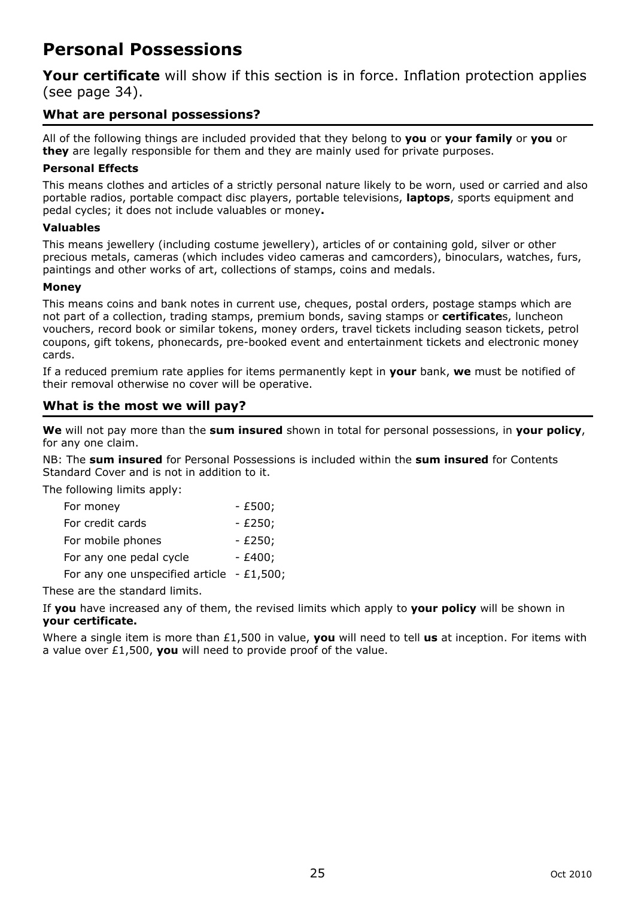# Personal Possessions

**Your certificate** will show if this section is in force. Inflation protection applies (see page 34).

## What are personal possessions?

All of the following things are included provided that they belong to **you** or **your family** or **you** or **they** are legally responsible for them and they are mainly used for private purposes.

**Personal Effects**

This means clothes and articles of a strictly personal nature likely to be worn, used or carried and also portable radios, portable compact disc players, portable televisions, **laptops**, sports equipment and pedal cycles; it does not include valuables or money**.**

**Valuables**

This means jewellery (including costume jewellery), articles of or containing gold, silver or other precious metals, cameras (which includes video cameras and camcorders), binoculars, watches, furs, paintings and other works of art, collections of stamps, coins and medals.

**Money**

This means coins and bank notes in current use, cheques, postal orders, postage stamps which are not part of a collection, trading stamps, premium bonds, saving stamps or **certificate**s, luncheon vouchers, record book or similar tokens, money orders, travel tickets including season tickets, petrol coupons, gift tokens, phonecards, pre-booked event and entertainment tickets and electronic money cards.

If a reduced premium rate applies for items permanently kept in **your** bank, **we** must be notified of their removal otherwise no cover will be operative.

## What is the most we will pay?

**We** will not pay more than the **sum insured** shown in total for personal possessions, in **your policy**, for any one claim.

NB: The **sum insured** for Personal Possessions is included within the **sum insured** for Contents Standard Cover and is not in addition to it.

The following limits apply:

| | |
|---|---|
| For money | - £500; |
| For credit cards | - £250; |
| For mobile phones | - £250; |
| For any one pedal cycle | - £400; |
| For any one unspecified article | - £1,500; |

These are the standard limits.

If **you** have increased any of them, the revised limits which apply to **your policy** will be shown in **your certificate.**

Where a single item is more than £1,500 in value, **you** will need to tell **us** at inception. For items with a value over £1,500, **you** will need to provide proof of the value.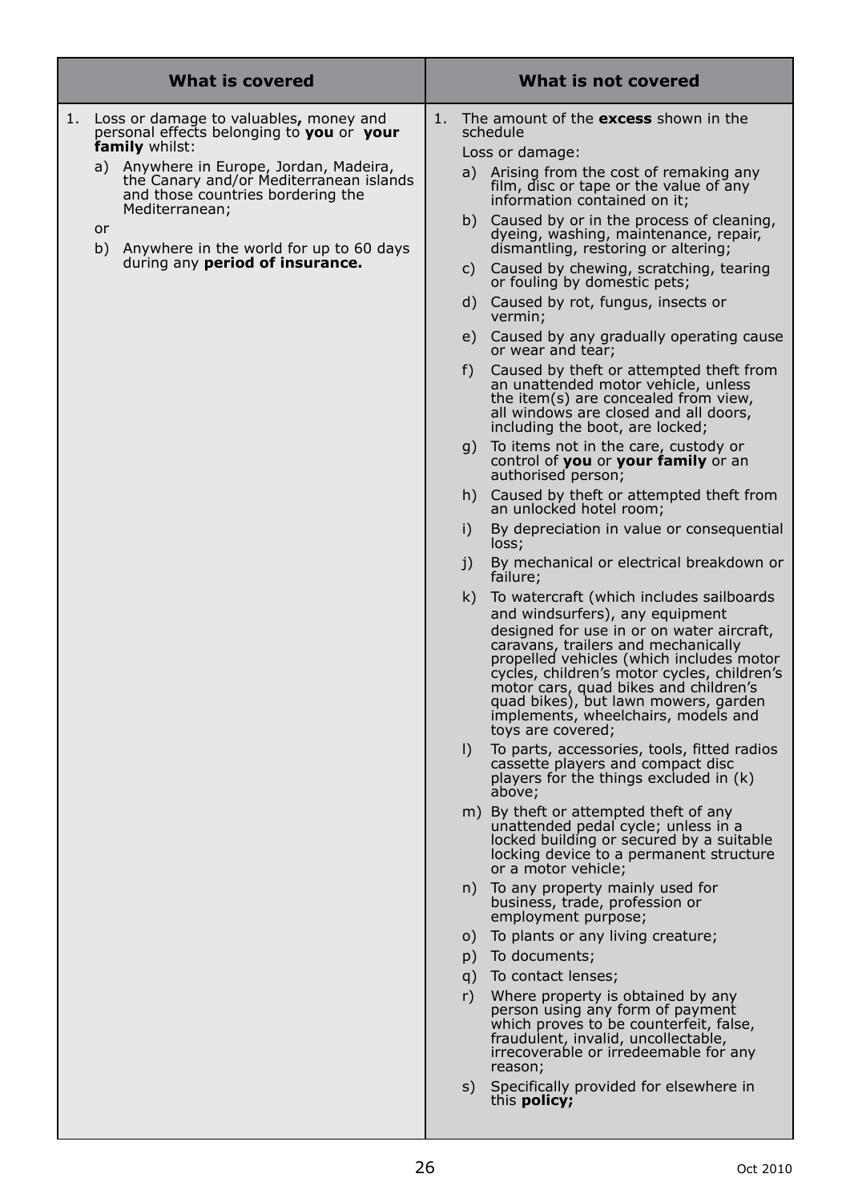| What is covered | What is not covered |
|---|---|
| 1. Loss or damage to valuables**,** money and personal effects belonging to **you** or **your family** whilst:<br>a) Anywhere in Europe, Jordan, Madeira, the Canary and/or Mediterranean islands and those countries bordering the Mediterranean;<br>or<br>b) Anywhere in the world for up to 60 days during any **period of insurance.** | 1. The amount of the **excess** shown in the schedule<br>Loss or damage:<br>a) Arising from the cost of remaking any film, disc or tape or the value of any information contained on it;<br>b) Caused by or in the process of cleaning, dyeing, washing, maintenance, repair, dismantling, restoring or altering;<br>c) Caused by chewing, scratching, tearing or fouling by domestic pets;<br>d) Caused by rot, fungus, insects or vermin;<br>e) Caused by any gradually operating cause or wear and tear;<br>f) Caused by theft or attempted theft from an unattended motor vehicle, unless the item(s) are concealed from view, all windows are closed and all doors, including the boot, are locked;<br>g) To items not in the care, custody or control of **you** or **your family** or an authorised person;<br>h) Caused by theft or attempted theft from an unlocked hotel room;<br>i) By depreciation in value or consequential loss;<br>j) By mechanical or electrical breakdown or failure;<br>k) To watercraft (which includes sailboards and windsurfers), any equipment designed for use in or on water aircraft, caravans, trailers and mechanically propelled vehicles (which includes motor cycles, children's motor cycles, children's motor cars, quad bikes and children's quad bikes), but lawn mowers, garden implements, wheelchairs, models and toys are covered;<br>l) To parts, accessories, tools, fitted radios cassette players and compact disc players for the things excluded in (k) above;<br>m) By theft or attempted theft of any unattended pedal cycle; unless in a locked building or secured by a suitable locking device to a permanent structure or a motor vehicle;<br>n) To any property mainly used for business, trade, profession or employment purpose;<br>o) To plants or any living creature;<br>p) To documents;<br>q) To contact lenses;<br>r) Where property is obtained by any person using any form of payment which proves to be counterfeit, false, fraudulent, invalid, uncollectable, irrecoverable or irredeemable for any reason;<br>s) Specifically provided for elsewhere in this **policy;** |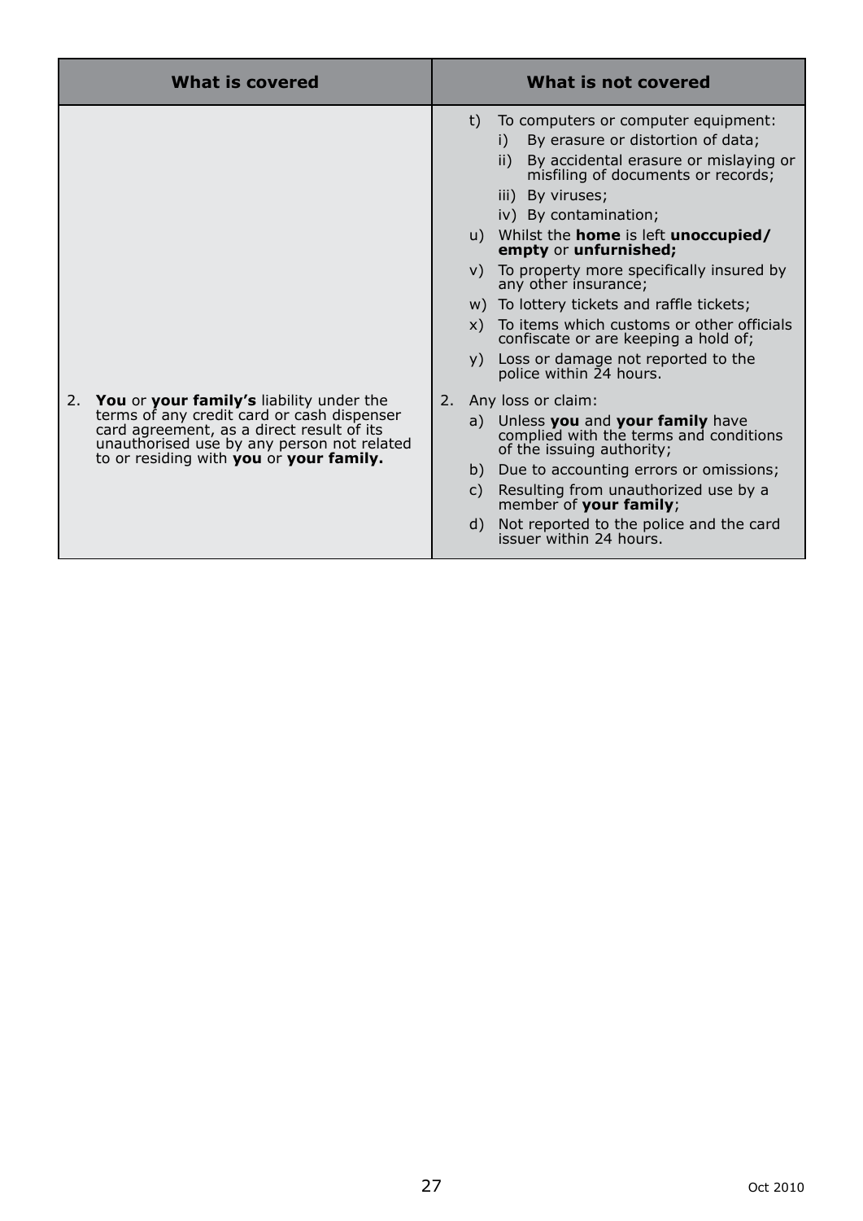| What is covered | What is not covered |
|---|---|
| | t) To computers or computer equipment:<br>i) By erasure or distortion of data;<br>ii) By accidental erasure or mislaying or misfiling of documents or records;<br>iii) By viruses;<br>iv) By contamination;<br>u) Whilst the **home** is left **unoccupied/ empty** or **unfurnished;**<br>v) To property more specifically insured by any other insurance;<br>w) To lottery tickets and raffle tickets;<br>x) To items which customs or other officials confiscate or are keeping a hold of;<br>y) Loss or damage not reported to the police within 24 hours. |
| 2. **You** or **your family's** liability under the terms of any credit card or cash dispenser card agreement, as a direct result of its unauthorised use by any person not related to or residing with **you** or **your family.** | 2. Any loss or claim:<br>a) Unless **you** and **your family** have complied with the terms and conditions of the issuing authority;<br>b) Due to accounting errors or omissions;<br>c) Resulting from unauthorized use by a member of **your family**;<br>d) Not reported to the police and the card issuer within 24 hours. |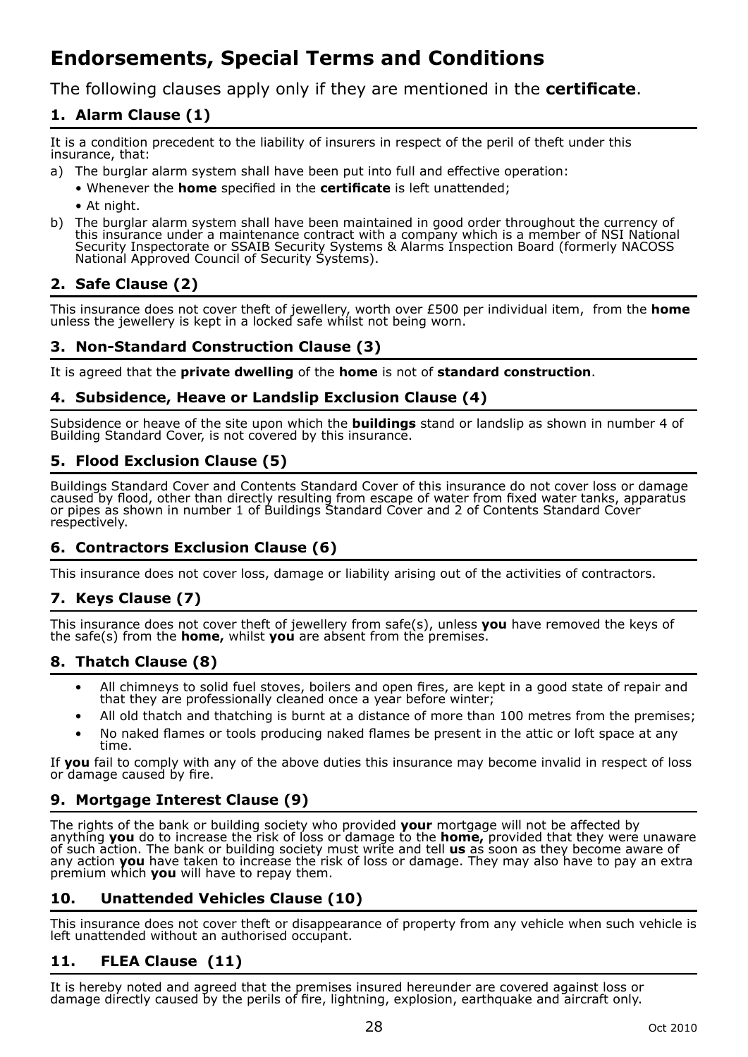# Endorsements, Special Terms and Conditions

The following clauses apply only if they are mentioned in the **certificate**.

## 1. Alarm Clause (1)

It is a condition precedent to the liability of insurers in respect of the peril of theft under this insurance, that:

a) The burglar alarm system shall have been put into full and effective operation:
   - Whenever the **home** specified in the **certificate** is left unattended;
   - At night.

b) The burglar alarm system shall have been maintained in good order throughout the currency of this insurance under a maintenance contract with a company which is a member of NSI National Security Inspectorate or SSAIB Security Systems & Alarms Inspection Board (formerly NACOSS National Approved Council of Security Systems).

## 2. Safe Clause (2)

This insurance does not cover theft of jewellery, worth over £500 per individual item, from the **home** unless the jewellery is kept in a locked safe whilst not being worn.

## 3. Non-Standard Construction Clause (3)

It is agreed that the **private dwelling** of the **home** is not of **standard construction**.

## 4. Subsidence, Heave or Landslip Exclusion Clause (4)

Subsidence or heave of the site upon which the **buildings** stand or landslip as shown in number 4 of Building Standard Cover, is not covered by this insurance.

## 5. Flood Exclusion Clause (5)

Buildings Standard Cover and Contents Standard Cover of this insurance do not cover loss or damage caused by flood, other than directly resulting from escape of water from fixed water tanks, apparatus or pipes as shown in number 1 of Buildings Standard Cover and 2 of Contents Standard Cover respectively.

## 6. Contractors Exclusion Clause (6)

This insurance does not cover loss, damage or liability arising out of the activities of contractors.

## 7. Keys Clause (7)

This insurance does not cover theft of jewellery from safe(s), unless **you** have removed the keys of the safe(s) from the **home,** whilst **you** are absent from the premises.

## 8. Thatch Clause (8)

- All chimneys to solid fuel stoves, boilers and open fires, are kept in a good state of repair and that they are professionally cleaned once a year before winter;
- All old thatch and thatching is burnt at a distance of more than 100 metres from the premises;
- No naked flames or tools producing naked flames be present in the attic or loft space at any time.

If **you** fail to comply with any of the above duties this insurance may become invalid in respect of loss or damage caused by fire.

## 9. Mortgage Interest Clause (9)

The rights of the bank or building society who provided **your** mortgage will not be affected by anything **you** do to increase the risk of loss or damage to the **home,** provided that they were unaware of such action. The bank or building society must write and tell **us** as soon as they become aware of any action **you** have taken to increase the risk of loss or damage. They may also have to pay an extra premium which **you** will have to repay them.

## 10. Unattended Vehicles Clause (10)

This insurance does not cover theft or disappearance of property from any vehicle when such vehicle is left unattended without an authorised occupant.

## 11. FLEA Clause (11)

It is hereby noted and agreed that the premises insured hereunder are covered against loss or damage directly caused by the perils of fire, lightning, explosion, earthquake and aircraft only.

Oct 2010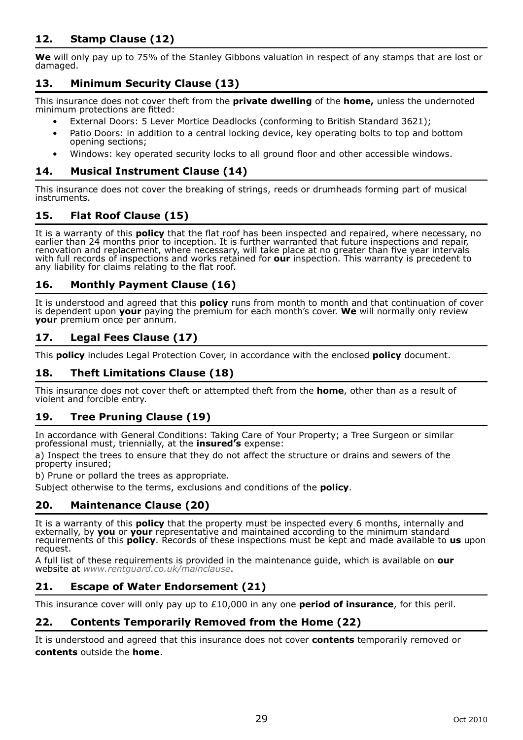## 12. Stamp Clause (12)

**We** will only pay up to 75% of the Stanley Gibbons valuation in respect of any stamps that are lost or damaged.

## 13. Minimum Security Clause (13)

This insurance does not cover theft from the **private dwelling** of the **home,** unless the undernoted minimum protections are fitted:

- External Doors: 5 Lever Mortice Deadlocks (conforming to British Standard 3621);
- Patio Doors: in addition to a central locking device, key operating bolts to top and bottom opening sections;
- Windows: key operated security locks to all ground floor and other accessible windows.

## 14. Musical Instrument Clause (14)

This insurance does not cover the breaking of strings, reeds or drumheads forming part of musical instruments.

## 15. Flat Roof Clause (15)

It is a warranty of this **policy** that the flat roof has been inspected and repaired, where necessary, no earlier than 24 months prior to inception. It is further warranted that future inspections and repair, renovation and replacement, where necessary, will take place at no greater than five year intervals with full records of inspections and works retained for **our** inspection. This warranty is precedent to any liability for claims relating to the flat roof.

## 16. Monthly Payment Clause (16)

It is understood and agreed that this **policy** runs from month to month and that continuation of cover is dependent upon **your** paying the premium for each month's cover. **We** will normally only review **your** premium once per annum.

## 17. Legal Fees Clause (17)

This **policy** includes Legal Protection Cover, in accordance with the enclosed **policy** document.

## 18. Theft Limitations Clause (18)

This insurance does not cover theft or attempted theft from the **home**, other than as a result of violent and forcible entry.

## 19. Tree Pruning Clause (19)

In accordance with General Conditions: Taking Care of Your Property; a Tree Surgeon or similar professional must, triennially, at the **insured's** expense:

a) Inspect the trees to ensure that they do not affect the structure or drains and sewers of the property insured;

b) Prune or pollard the trees as appropriate.

Subject otherwise to the terms, exclusions and conditions of the **policy**.

## 20. Maintenance Clause (20)

It is a warranty of this **policy** that the property must be inspected every 6 months, internally and externally, by **you** or **your** representative and maintained according to the minimum standard requirements of this **policy**. Records of these inspections must be kept and made available to **us** upon request.

A full list of these requirements is provided in the maintenance guide, which is available on **our** website at *www.rentguard.co.uk/mainclause*.

## 21. Escape of Water Endorsement (21)

This insurance cover will only pay up to £10,000 in any one **period of insurance**, for this peril.

## 22. Contents Temporarily Removed from the Home (22)

It is understood and agreed that this insurance does not cover **contents** temporarily removed or **contents** outside the **home**.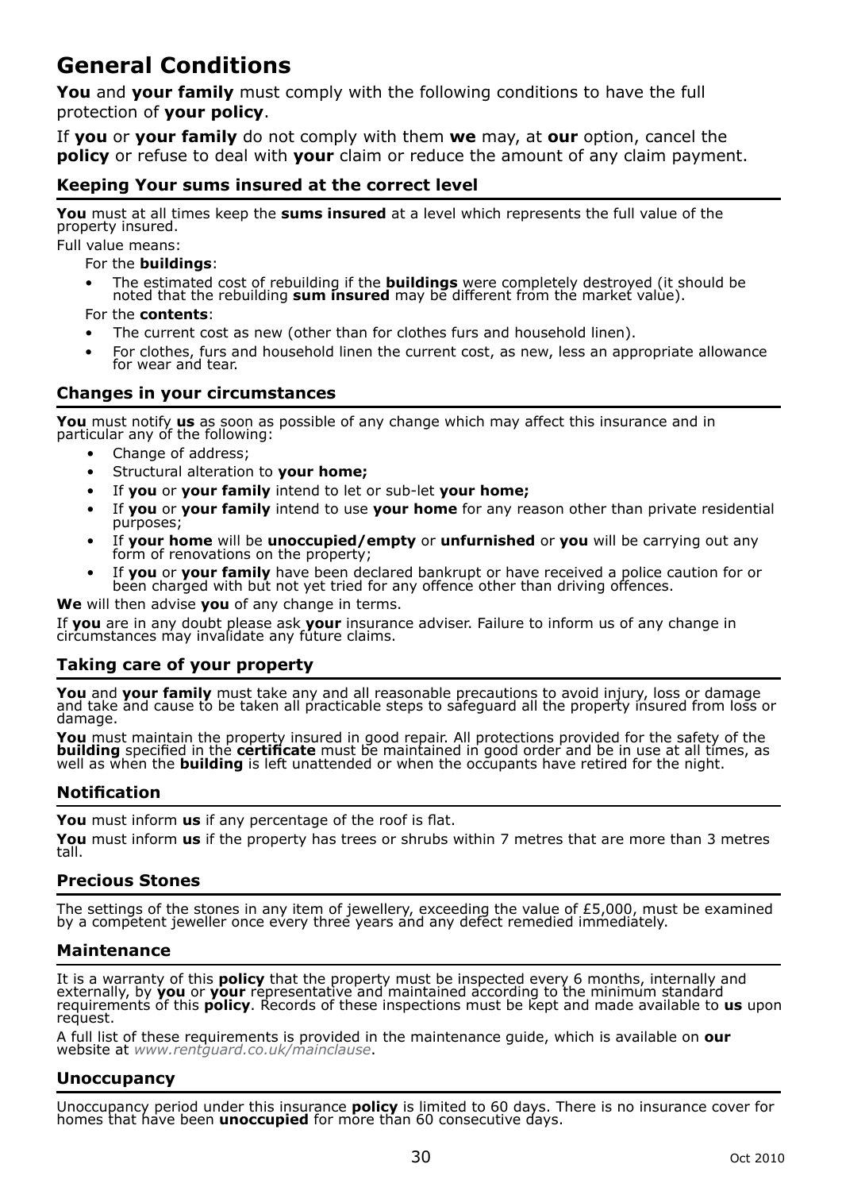# General Conditions

**You** and **your family** must comply with the following conditions to have the full protection of **your policy**.

If **you** or **your family** do not comply with them **we** may, at **our** option, cancel the **policy** or refuse to deal with **your** claim or reduce the amount of any claim payment.

### Keeping Your sums insured at the correct level

**You** must at all times keep the **sums insured** at a level which represents the full value of the property insured.

Full value means:

For the **buildings**:

- The estimated cost of rebuilding if the **buildings** were completely destroyed (it should be noted that the rebuilding **sum insured** may be different from the market value).

For the **contents**:

- The current cost as new (other than for clothes furs and household linen).
- For clothes, furs and household linen the current cost, as new, less an appropriate allowance for wear and tear.

### Changes in your circumstances

**You** must notify **us** as soon as possible of any change which may affect this insurance and in particular any of the following:

- Change of address;
- Structural alteration to **your home;**
- If **you** or **your family** intend to let or sub-let **your home;**
- If **you** or **your family** intend to use **your home** for any reason other than private residential purposes;
- If **your home** will be **unoccupied/empty** or **unfurnished** or **you** will be carrying out any form of renovations on the property;
- If **you** or **your family** have been declared bankrupt or have received a police caution for or been charged with but not yet tried for any offence other than driving offences.

**We** will then advise **you** of any change in terms.

If **you** are in any doubt please ask **your** insurance adviser. Failure to inform us of any change in circumstances may invalidate any future claims.

### Taking care of your property

**You** and **your family** must take any and all reasonable precautions to avoid injury, loss or damage and take and cause to be taken all practicable steps to safeguard all the property insured from loss or damage.

**You** must maintain the property insured in good repair. All protections provided for the safety of the **building** specified in the **certificate** must be maintained in good order and be in use at all times, as well as when the **building** is left unattended or when the occupants have retired for the night.

### Notification

**You** must inform **us** if any percentage of the roof is flat.

**You** must inform **us** if the property has trees or shrubs within 7 metres that are more than 3 metres tall.

### Precious Stones

The settings of the stones in any item of jewellery, exceeding the value of £5,000, must be examined by a competent jeweller once every three years and any defect remedied immediately.

### Maintenance

It is a warranty of this **policy** that the property must be inspected every 6 months, internally and externally, by **you** or **your** representative and maintained according to the minimum standard requirements of this **policy**. Records of these inspections must be kept and made available to **us** upon request.

A full list of these requirements is provided in the maintenance guide, which is available on **our** website at *www.rentguard.co.uk/mainclause*.

### Unoccupancy

Unoccupancy period under this insurance **policy** is limited to 60 days. There is no insurance cover for homes that have been **unoccupied** for more than 60 consecutive days.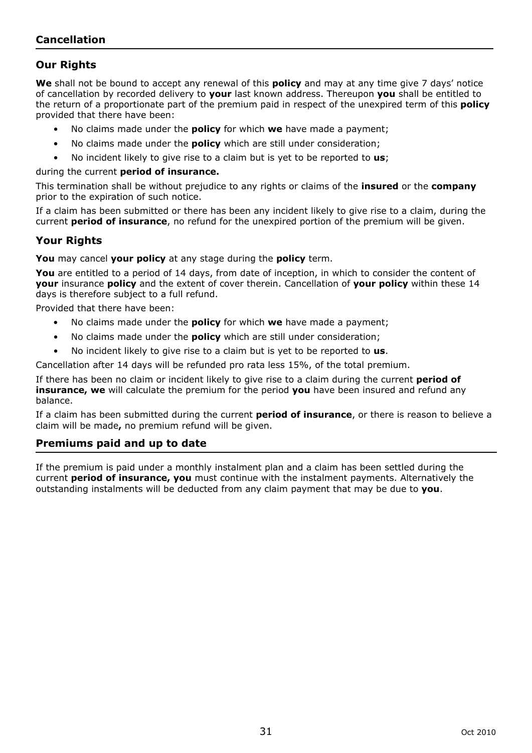## Cancellation

### Our Rights

**We** shall not be bound to accept any renewal of this **policy** and may at any time give 7 days' notice of cancellation by recorded delivery to **your** last known address. Thereupon **you** shall be entitled to the return of a proportionate part of the premium paid in respect of the unexpired term of this **policy** provided that there have been:

- No claims made under the **policy** for which **we** have made a payment;
- No claims made under the **policy** which are still under consideration;
- No incident likely to give rise to a claim but is yet to be reported to **us**;

during the current **period of insurance.**

This termination shall be without prejudice to any rights or claims of the **insured** or the **company** prior to the expiration of such notice.

If a claim has been submitted or there has been any incident likely to give rise to a claim, during the current **period of insurance**, no refund for the unexpired portion of the premium will be given.

### Your Rights

**You** may cancel **your policy** at any stage during the **policy** term.

**You** are entitled to a period of 14 days, from date of inception, in which to consider the content of **your** insurance **policy** and the extent of cover therein. Cancellation of **your policy** within these 14 days is therefore subject to a full refund.

Provided that there have been:

- No claims made under the **policy** for which **we** have made a payment;
- No claims made under the **policy** which are still under consideration;
- No incident likely to give rise to a claim but is yet to be reported to **us**.

Cancellation after 14 days will be refunded pro rata less 15%, of the total premium.

If there has been no claim or incident likely to give rise to a claim during the current **period of insurance, we** will calculate the premium for the period **you** have been insured and refund any balance.

If a claim has been submitted during the current **period of insurance**, or there is reason to believe a claim will be made**,** no premium refund will be given.

### Premiums paid and up to date

If the premium is paid under a monthly instalment plan and a claim has been settled during the current **period of insurance, you** must continue with the instalment payments. Alternatively the outstanding instalments will be deducted from any claim payment that may be due to **you**.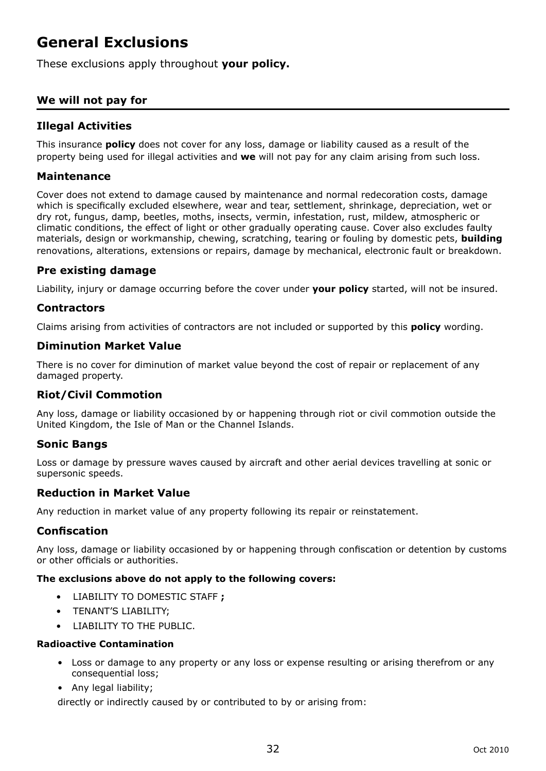# General Exclusions

These exclusions apply throughout **your policy.**

## We will not pay for

### Illegal Activities

This insurance **policy** does not cover for any loss, damage or liability caused as a result of the property being used for illegal activities and **we** will not pay for any claim arising from such loss.

### Maintenance

Cover does not extend to damage caused by maintenance and normal redecoration costs, damage which is specifically excluded elsewhere, wear and tear, settlement, shrinkage, depreciation, wet or dry rot, fungus, damp, beetles, moths, insects, vermin, infestation, rust, mildew, atmospheric or climatic conditions, the effect of light or other gradually operating cause. Cover also excludes faulty materials, design or workmanship, chewing, scratching, tearing or fouling by domestic pets, **building** renovations, alterations, extensions or repairs, damage by mechanical, electronic fault or breakdown.

### Pre existing damage

Liability, injury or damage occurring before the cover under **your policy** started, will not be insured.

### Contractors

Claims arising from activities of contractors are not included or supported by this **policy** wording.

### Diminution Market Value

There is no cover for diminution of market value beyond the cost of repair or replacement of any damaged property.

### Riot/Civil Commotion

Any loss, damage or liability occasioned by or happening through riot or civil commotion outside the United Kingdom, the Isle of Man or the Channel Islands.

### Sonic Bangs

Loss or damage by pressure waves caused by aircraft and other aerial devices travelling at sonic or supersonic speeds.

### Reduction in Market Value

Any reduction in market value of any property following its repair or reinstatement.

### Confiscation

Any loss, damage or liability occasioned by or happening through confiscation or detention by customs or other officials or authorities.

**The exclusions above do not apply to the following covers:**

- LIABILITY TO DOMESTIC STAFF **;**
- TENANT'S LIABILITY;
- LIABILITY TO THE PUBLIC.

**Radioactive Contamination**

- Loss or damage to any property or any loss or expense resulting or arising therefrom or any consequential loss;
- Any legal liability;

directly or indirectly caused by or contributed to by or arising from: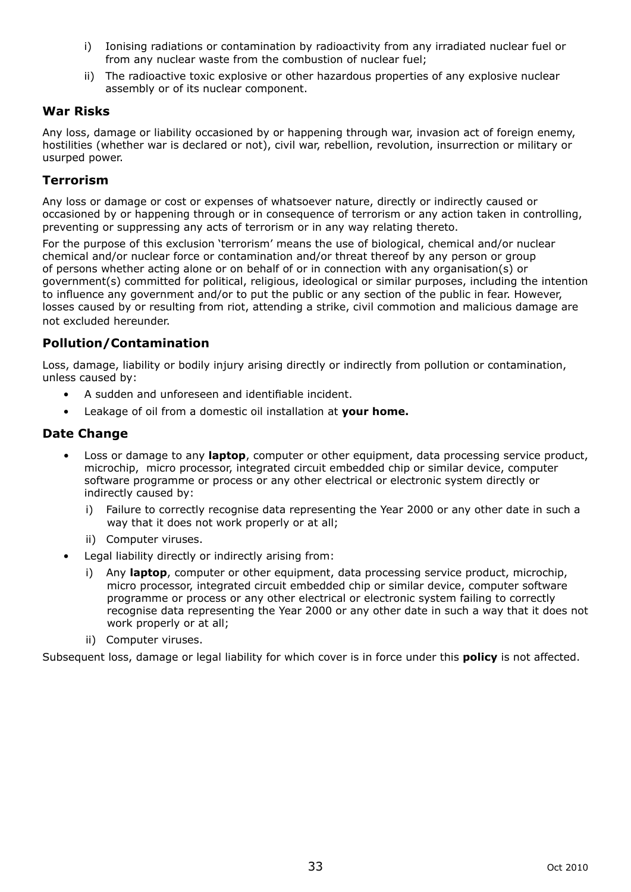i) Ionising radiations or contamination by radioactivity from any irradiated nuclear fuel or from any nuclear waste from the combustion of nuclear fuel;

ii) The radioactive toxic explosive or other hazardous properties of any explosive nuclear assembly or of its nuclear component.

### War Risks

Any loss, damage or liability occasioned by or happening through war, invasion act of foreign enemy, hostilities (whether war is declared or not), civil war, rebellion, revolution, insurrection or military or usurped power.

### Terrorism

Any loss or damage or cost or expenses of whatsoever nature, directly or indirectly caused or occasioned by or happening through or in consequence of terrorism or any action taken in controlling, preventing or suppressing any acts of terrorism or in any way relating thereto.

For the purpose of this exclusion 'terrorism' means the use of biological, chemical and/or nuclear chemical and/or nuclear force or contamination and/or threat thereof by any person or group of persons whether acting alone or on behalf of or in connection with any organisation(s) or government(s) committed for political, religious, ideological or similar purposes, including the intention to influence any government and/or to put the public or any section of the public in fear. However, losses caused by or resulting from riot, attending a strike, civil commotion and malicious damage are not excluded hereunder.

### Pollution/Contamination

Loss, damage, liability or bodily injury arising directly or indirectly from pollution or contamination, unless caused by:

- A sudden and unforeseen and identifiable incident.
- Leakage of oil from a domestic oil installation at **your home.**

### Date Change

- Loss or damage to any **laptop**, computer or other equipment, data processing service product, microchip, micro processor, integrated circuit embedded chip or similar device, computer software programme or process or any other electrical or electronic system directly or indirectly caused by:
  - i) Failure to correctly recognise data representing the Year 2000 or any other date in such a way that it does not work properly or at all;
  - ii) Computer viruses.
- Legal liability directly or indirectly arising from:
  - i) Any **laptop**, computer or other equipment, data processing service product, microchip, micro processor, integrated circuit embedded chip or similar device, computer software programme or process or any other electrical or electronic system failing to correctly recognise data representing the Year 2000 or any other date in such a way that it does not work properly or at all;
  - ii) Computer viruses.

Subsequent loss, damage or legal liability for which cover is in force under this **policy** is not affected.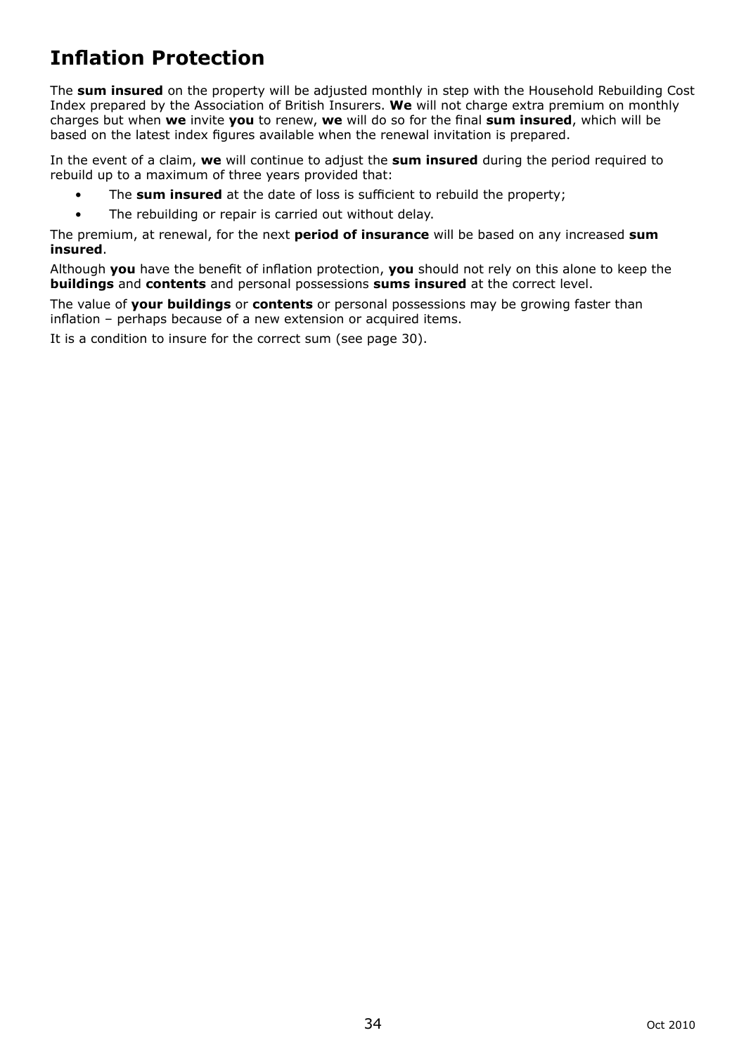# Inflation Protection

The **sum insured** on the property will be adjusted monthly in step with the Household Rebuilding Cost Index prepared by the Association of British Insurers. **We** will not charge extra premium on monthly charges but when **we** invite **you** to renew, **we** will do so for the final **sum insured**, which will be based on the latest index figures available when the renewal invitation is prepared.

In the event of a claim, **we** will continue to adjust the **sum insured** during the period required to rebuild up to a maximum of three years provided that:

- The **sum insured** at the date of loss is sufficient to rebuild the property;
- The rebuilding or repair is carried out without delay.

The premium, at renewal, for the next **period of insurance** will be based on any increased **sum insured**.

Although **you** have the benefit of inflation protection, **you** should not rely on this alone to keep the **buildings** and **contents** and personal possessions **sums insured** at the correct level.

The value of **your buildings** or **contents** or personal possessions may be growing faster than inflation – perhaps because of a new extension or acquired items.

It is a condition to insure for the correct sum (see page 30).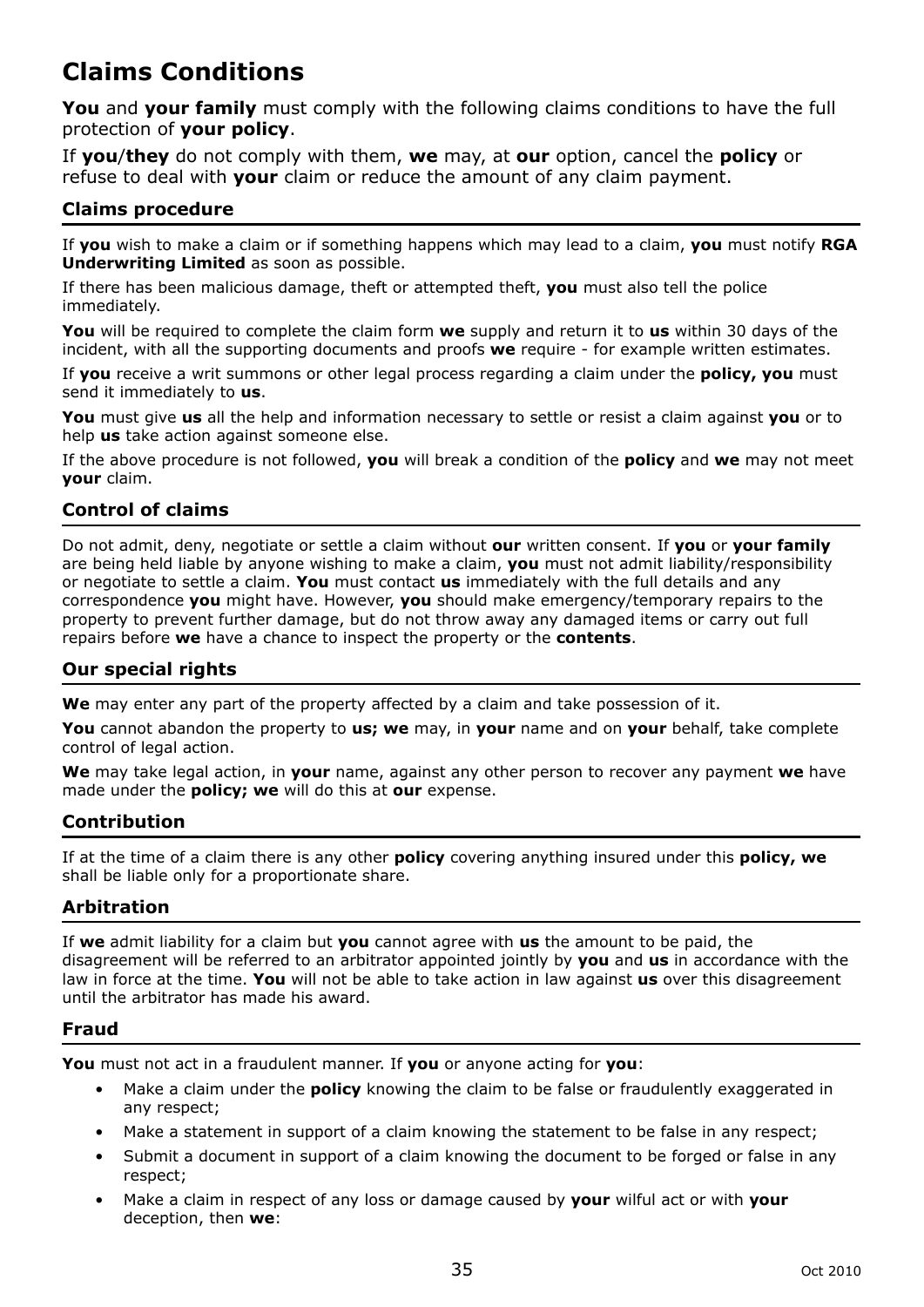# Claims Conditions

**You** and **your family** must comply with the following claims conditions to have the full protection of **your policy**.

If **you**/**they** do not comply with them, **we** may, at **our** option, cancel the **policy** or refuse to deal with **your** claim or reduce the amount of any claim payment.

## Claims procedure

If **you** wish to make a claim or if something happens which may lead to a claim, **you** must notify **RGA Underwriting Limited** as soon as possible.

If there has been malicious damage, theft or attempted theft, **you** must also tell the police immediately.

**You** will be required to complete the claim form **we** supply and return it to **us** within 30 days of the incident, with all the supporting documents and proofs **we** require - for example written estimates.

If **you** receive a writ summons or other legal process regarding a claim under the **policy, you** must send it immediately to **us**.

**You** must give **us** all the help and information necessary to settle or resist a claim against **you** or to help **us** take action against someone else.

If the above procedure is not followed, **you** will break a condition of the **policy** and **we** may not meet **your** claim.

## Control of claims

Do not admit, deny, negotiate or settle a claim without **our** written consent. If **you** or **your family** are being held liable by anyone wishing to make a claim, **you** must not admit liability/responsibility or negotiate to settle a claim. **You** must contact **us** immediately with the full details and any correspondence **you** might have. However, **you** should make emergency/temporary repairs to the property to prevent further damage, but do not throw away any damaged items or carry out full repairs before **we** have a chance to inspect the property or the **contents**.

## Our special rights

**We** may enter any part of the property affected by a claim and take possession of it.

**You** cannot abandon the property to **us; we** may, in **your** name and on **your** behalf, take complete control of legal action.

**We** may take legal action, in **your** name, against any other person to recover any payment **we** have made under the **policy; we** will do this at **our** expense.

## Contribution

If at the time of a claim there is any other **policy** covering anything insured under this **policy, we** shall be liable only for a proportionate share.

## Arbitration

If **we** admit liability for a claim but **you** cannot agree with **us** the amount to be paid, the disagreement will be referred to an arbitrator appointed jointly by **you** and **us** in accordance with the law in force at the time. **You** will not be able to take action in law against **us** over this disagreement until the arbitrator has made his award.

## Fraud

**You** must not act in a fraudulent manner. If **you** or anyone acting for **you**:

- Make a claim under the **policy** knowing the claim to be false or fraudulently exaggerated in any respect;
- Make a statement in support of a claim knowing the statement to be false in any respect;
- Submit a document in support of a claim knowing the document to be forged or false in any respect;
- Make a claim in respect of any loss or damage caused by **your** wilful act or with **your** deception, then **we**: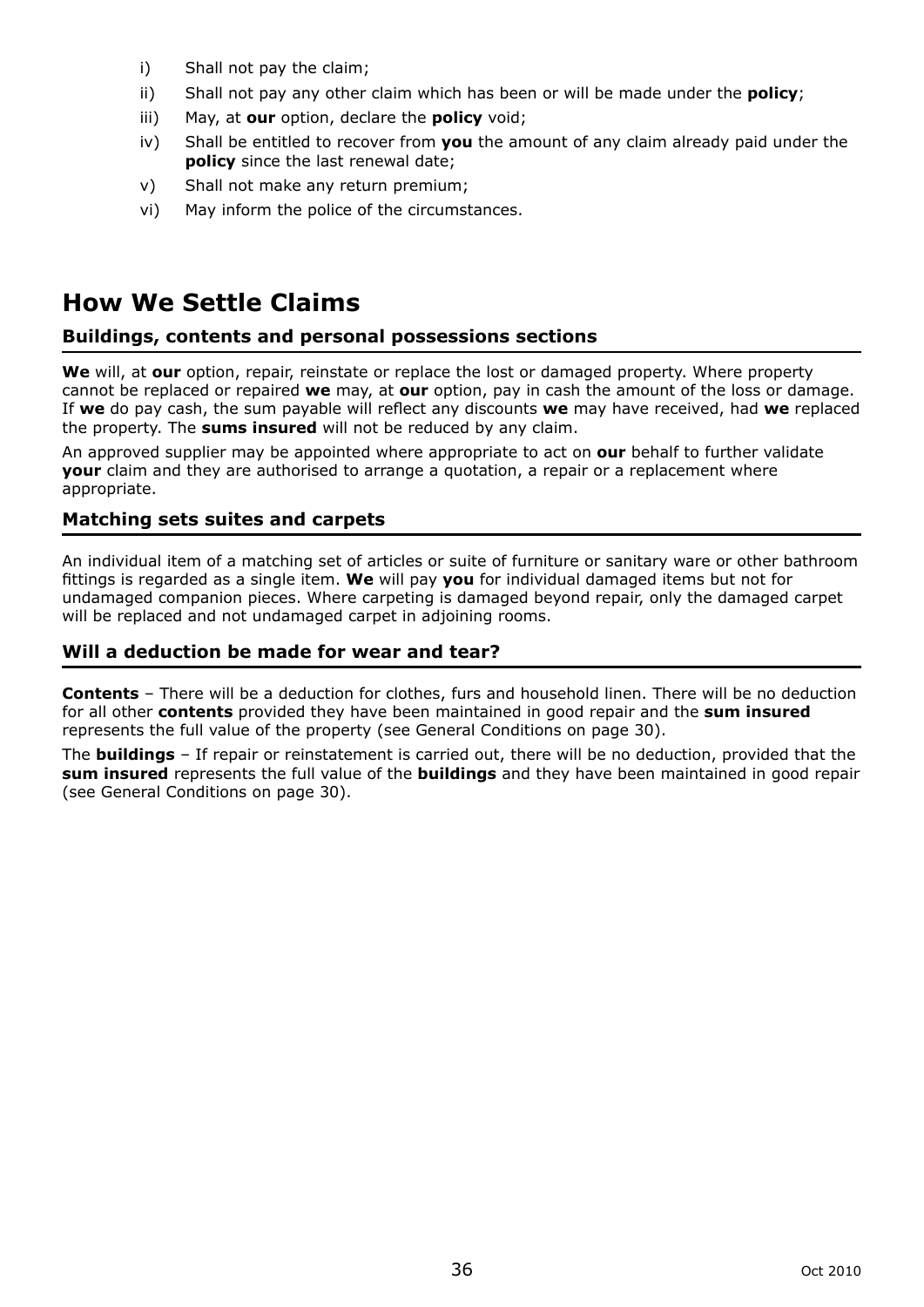i) Shall not pay the claim;

ii) Shall not pay any other claim which has been or will be made under the **policy**;

iii) May, at **our** option, declare the **policy** void;

iv) Shall be entitled to recover from **you** the amount of any claim already paid under the **policy** since the last renewal date;

v) Shall not make any return premium;

vi) May inform the police of the circumstances.

# How We Settle Claims

## Buildings, contents and personal possessions sections

**We** will, at **our** option, repair, reinstate or replace the lost or damaged property. Where property cannot be replaced or repaired **we** may, at **our** option, pay in cash the amount of the loss or damage. If **we** do pay cash, the sum payable will reflect any discounts **we** may have received, had **we** replaced the property. The **sums insured** will not be reduced by any claim.

An approved supplier may be appointed where appropriate to act on **our** behalf to further validate **your** claim and they are authorised to arrange a quotation, a repair or a replacement where appropriate.

## Matching sets suites and carpets

An individual item of a matching set of articles or suite of furniture or sanitary ware or other bathroom fittings is regarded as a single item. **We** will pay **you** for individual damaged items but not for undamaged companion pieces. Where carpeting is damaged beyond repair, only the damaged carpet will be replaced and not undamaged carpet in adjoining rooms.

## Will a deduction be made for wear and tear?

**Contents** – There will be a deduction for clothes, furs and household linen. There will be no deduction for all other **contents** provided they have been maintained in good repair and the **sum insured** represents the full value of the property (see General Conditions on page 30).

The **buildings** – If repair or reinstatement is carried out, there will be no deduction, provided that the **sum insured** represents the full value of the **buildings** and they have been maintained in good repair (see General Conditions on page 30).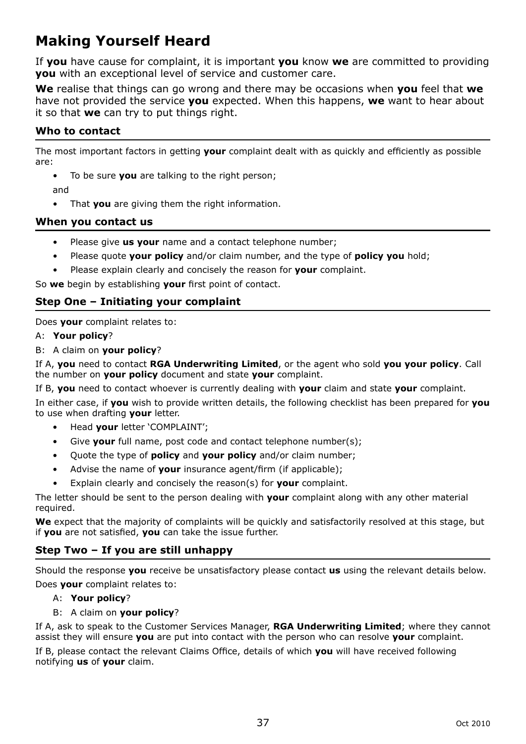# Making Yourself Heard

If **you** have cause for complaint, it is important **you** know **we** are committed to providing **you** with an exceptional level of service and customer care.

**We** realise that things can go wrong and there may be occasions when **you** feel that **we** have not provided the service **you** expected. When this happens, **we** want to hear about it so that **we** can try to put things right.

### Who to contact

The most important factors in getting **your** complaint dealt with as quickly and efficiently as possible are:

- To be sure **you** are talking to the right person;

  and

- That **you** are giving them the right information.

### When you contact us

- Please give **us your** name and a contact telephone number;
- Please quote **your policy** and/or claim number, and the type of **policy you** hold;
- Please explain clearly and concisely the reason for **your** complaint.

So **we** begin by establishing **your** first point of contact.

### Step One – Initiating your complaint

Does **your** complaint relates to:

A: **Your policy**?

B: A claim on **your policy**?

If A, **you** need to contact **RGA Underwriting Limited**, or the agent who sold **you your policy**. Call the number on **your policy** document and state **your** complaint.

If B, **you** need to contact whoever is currently dealing with **your** claim and state **your** complaint.

In either case, if **you** wish to provide written details, the following checklist has been prepared for **you** to use when drafting **your** letter.

- Head **your** letter 'COMPLAINT';
- Give **your** full name, post code and contact telephone number(s);
- Quote the type of **policy** and **your policy** and/or claim number;
- Advise the name of **your** insurance agent/firm (if applicable);
- Explain clearly and concisely the reason(s) for **your** complaint.

The letter should be sent to the person dealing with **your** complaint along with any other material required.

**We** expect that the majority of complaints will be quickly and satisfactorily resolved at this stage, but if **you** are not satisfied, **you** can take the issue further.

### Step Two – If you are still unhappy

Should the response **you** receive be unsatisfactory please contact **us** using the relevant details below.

Does **your** complaint relates to:

A: **Your policy**?

B: A claim on **your policy**?

If A, ask to speak to the Customer Services Manager, **RGA Underwriting Limited**; where they cannot assist they will ensure **you** are put into contact with the person who can resolve **your** complaint.

If B, please contact the relevant Claims Office, details of which **you** will have received following notifying **us** of **your** claim.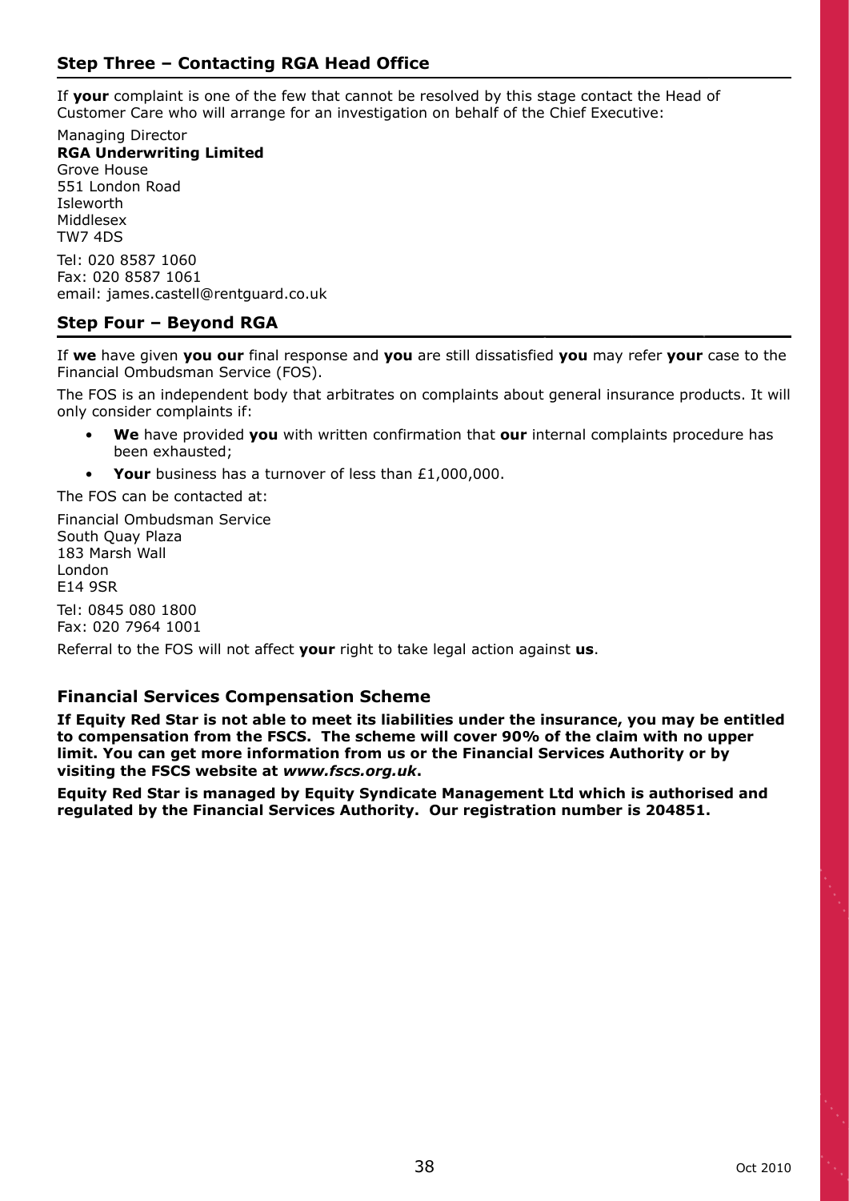## Step Three – Contacting RGA Head Office

If **your** complaint is one of the few that cannot be resolved by this stage contact the Head of Customer Care who will arrange for an investigation on behalf of the Chief Executive:

Managing Director  
**RGA Underwriting Limited**  
Grove House  
551 London Road  
Isleworth  
Middlesex  
TW7 4DS

Tel: 020 8587 1060  
Fax: 020 8587 1061  
email: james.castell@rentguard.co.uk

## Step Four – Beyond RGA

If **we** have given **you our** final response and **you** are still dissatisfied **you** may refer **your** case to the Financial Ombudsman Service (FOS).

The FOS is an independent body that arbitrates on complaints about general insurance products. It will only consider complaints if:

- **We** have provided **you** with written confirmation that **our** internal complaints procedure has been exhausted;
- **Your** business has a turnover of less than £1,000,000.

The FOS can be contacted at:

Financial Ombudsman Service  
South Quay Plaza  
183 Marsh Wall  
London  
E14 9SR

Tel: 0845 080 1800  
Fax: 020 7964 1001

Referral to the FOS will not affect **your** right to take legal action against **us**.

### Financial Services Compensation Scheme

**If Equity Red Star is not able to meet its liabilities under the insurance, you may be entitled to compensation from the FSCS. The scheme will cover 90% of the claim with no upper limit. You can get more information from us or the Financial Services Authority or by visiting the FSCS website at *www.fscs.org.uk*.**

**Equity Red Star is managed by Equity Syndicate Management Ltd which is authorised and regulated by the Financial Services Authority. Our registration number is 204851.**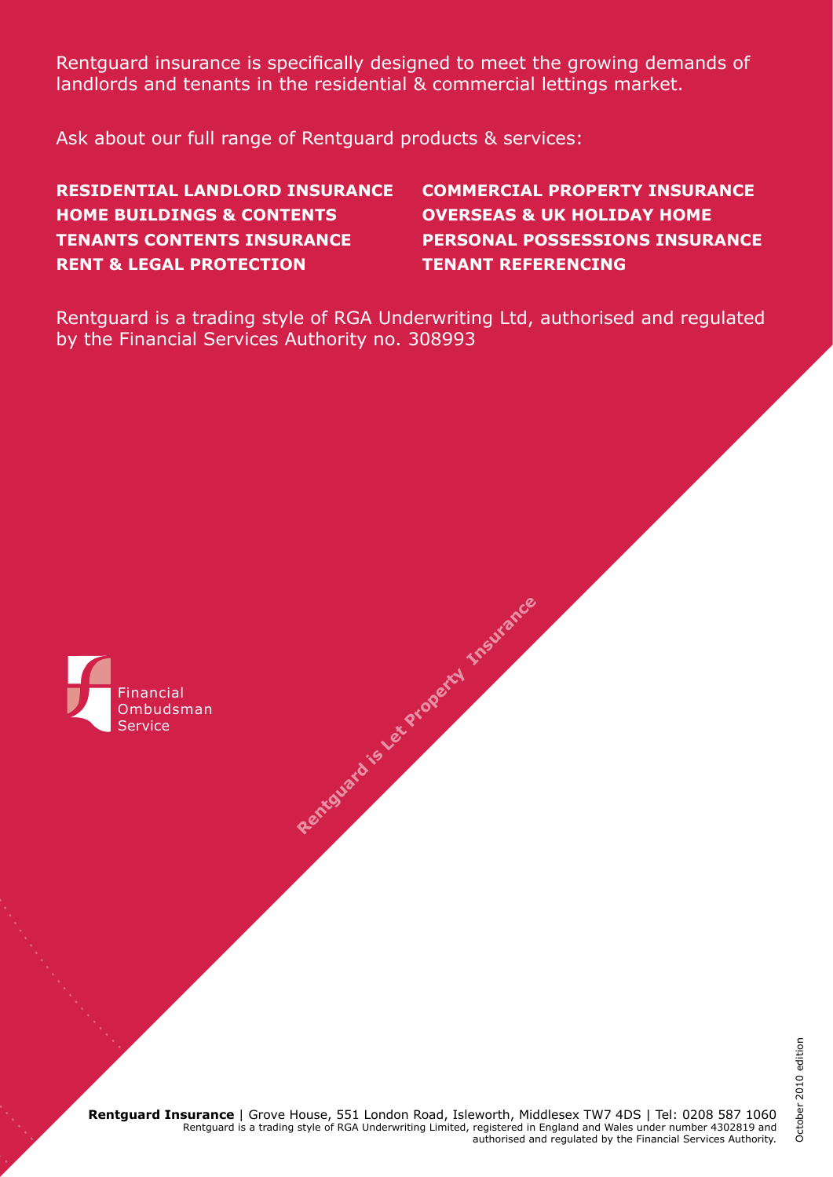Rentguard insurance is specifically designed to meet the growing demands of landlords and tenants in the residential & commercial lettings market.

Ask about our full range of Rentguard products & services:

**RESIDENTIAL LANDLORD INSURANCE**
**HOME BUILDINGS & CONTENTS**
**TENANTS CONTENTS INSURANCE**
**RENT & LEGAL PROTECTION**
**COMMERCIAL PROPERTY INSURANCE**
**OVERSEAS & UK HOLIDAY HOME**
**PERSONAL POSSESSIONS INSURANCE**
**TENANT REFERENCING**

Rentguard is a trading style of RGA Underwriting Ltd, authorised and regulated by the Financial Services Authority no. 308993

Financial Ombudsman Service

Rentguard is Let Property Insurance

**Rentguard Insurance** | Grove House, 551 London Road, Isleworth, Middlesex TW7 4DS | Tel: 0208 587 1060
Rentguard is a trading style of RGA Underwriting Limited, registered in England and Wales under number 4302819 and authorised and regulated by the Financial Services Authority.

October 2010 edition